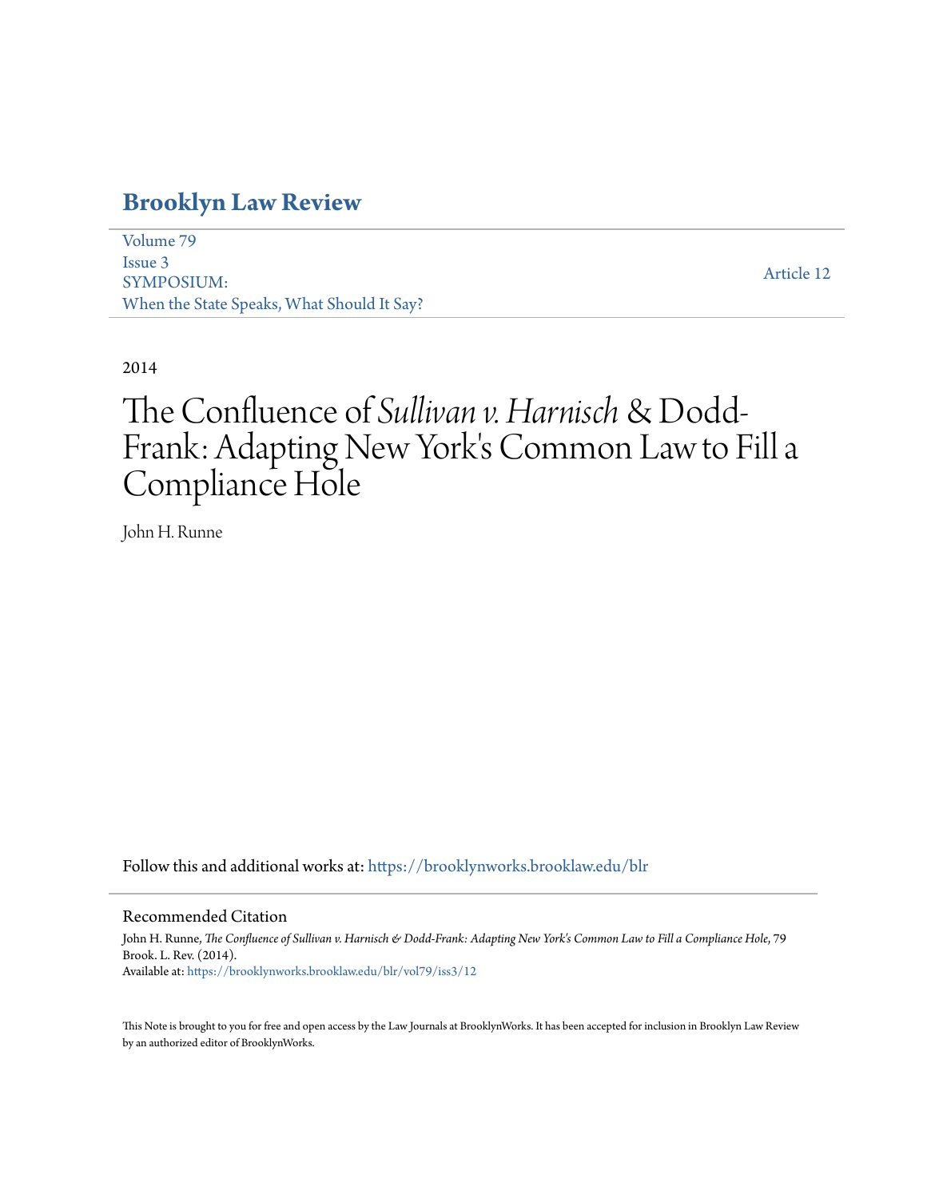# Brooklyn Law Review

Volume 79
Issue 3
SYMPOSIUM:
When the State Speaks, What Should It Say?

Article 12

2014

# The Confluence of *Sullivan v. Harnisch* & Dodd-Frank: Adapting New York's Common Law to Fill a Compliance Hole

John H. Runne

Follow this and additional works at: https://brooklynworks.brooklaw.edu/blr

## Recommended Citation

John H. Runne, *The Confluence of Sullivan v. Harnisch & Dodd-Frank: Adapting New York's Common Law to Fill a Compliance Hole*, 79 Brook. L. Rev. (2014).
Available at: https://brooklynworks.brooklaw.edu/blr/vol79/iss3/12

This Note is brought to you for free and open access by the Law Journals at BrooklynWorks. It has been accepted for inclusion in Brooklyn Law Review by an authorized editor of BrooklynWorks.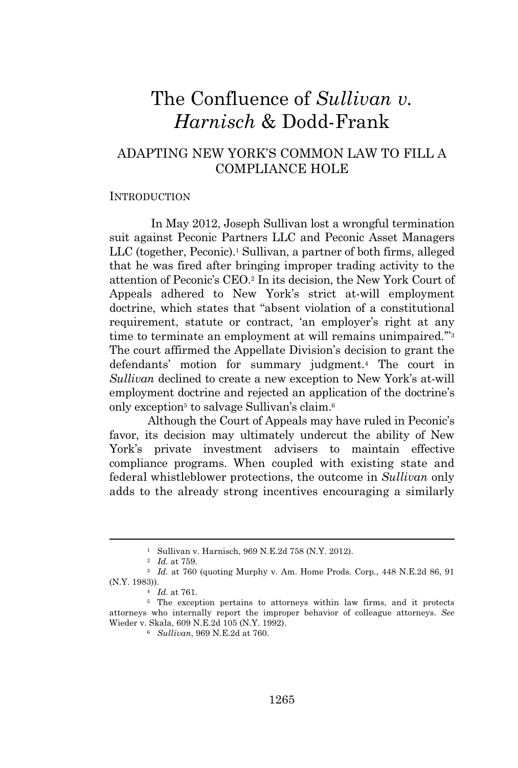# The Confluence of *Sullivan v. Harnisch* & Dodd-Frank

## ADAPTING NEW YORK'S COMMON LAW TO FILL A COMPLIANCE HOLE

### INTRODUCTION

In May 2012, Joseph Sullivan lost a wrongful termination suit against Peconic Partners LLC and Peconic Asset Managers LLC (together, Peconic).[1] Sullivan, a partner of both firms, alleged that he was fired after bringing improper trading activity to the attention of Peconic's CEO.[2] In its decision, the New York Court of Appeals adhered to New York's strict at-will employment doctrine, which states that "absent violation of a constitutional requirement, statute or contract, 'an employer's right at any time to terminate an employment at will remains unimpaired.'"[3] The court affirmed the Appellate Division's decision to grant the defendants' motion for summary judgment.[4] The court in *Sullivan* declined to create a new exception to New York's at-will employment doctrine and rejected an application of the doctrine's only exception[5] to salvage Sullivan's claim.[6]

Although the Court of Appeals may have ruled in Peconic's favor, its decision may ultimately undercut the ability of New York's private investment advisers to maintain effective compliance programs. When coupled with existing state and federal whistleblower protections, the outcome in *Sullivan* only adds to the already strong incentives encouraging a similarly

---

[1] Sullivan v. Harnisch, 969 N.E.2d 758 (N.Y. 2012).

[2] *Id.* at 759.

[3] *Id.* at 760 (quoting Murphy v. Am. Home Prods. Corp., 448 N.E.2d 86, 91 (N.Y. 1983)).

[4] *Id.* at 761.

[5] The exception pertains to attorneys within law firms, and it protects attorneys who internally report the improper behavior of colleague attorneys. *See* Wieder v. Skala, 609 N.E.2d 105 (N.Y. 1992).

[6] *Sullivan*, 969 N.E.2d at 760.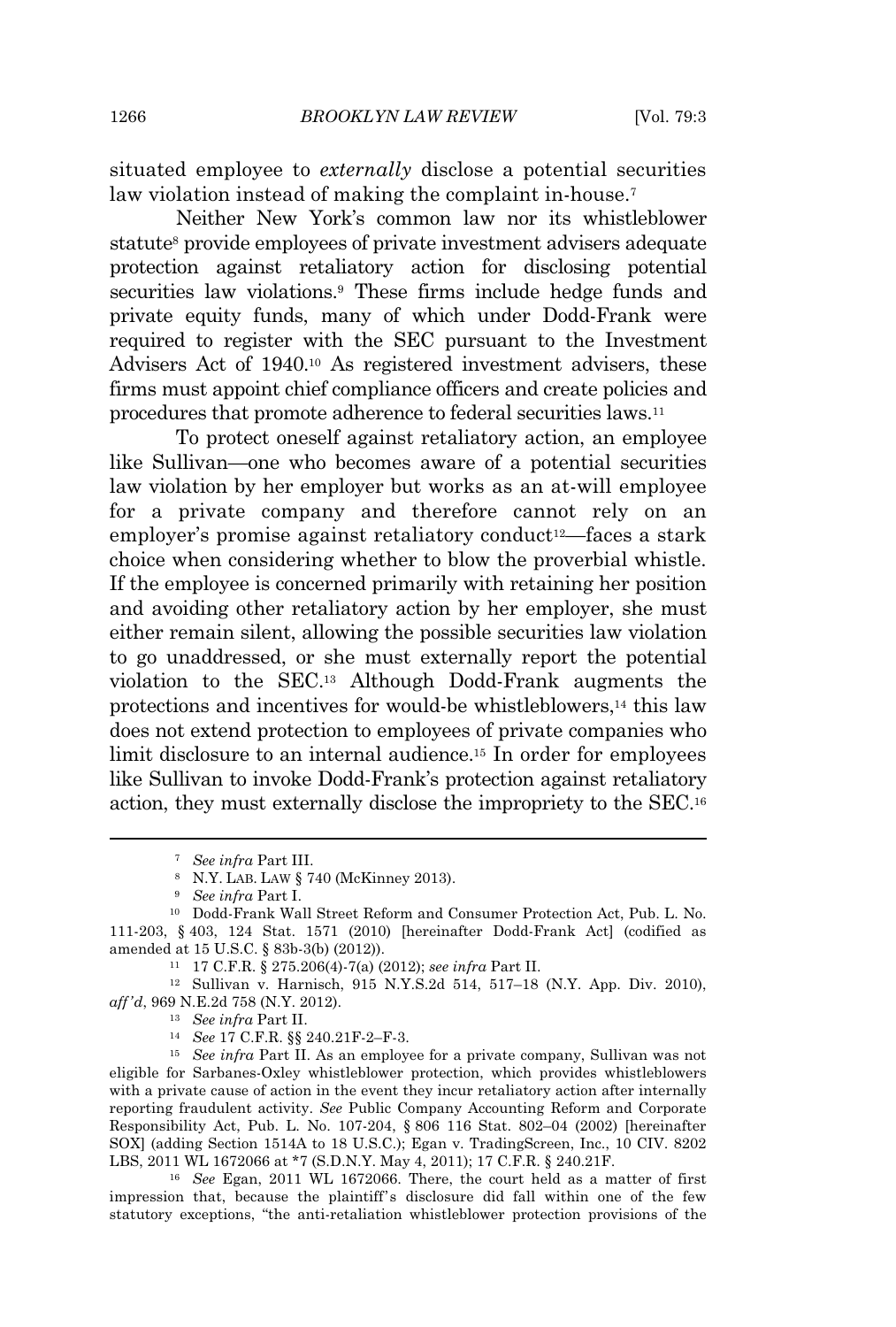situated employee to *externally* disclose a potential securities law violation instead of making the complaint in-house.[7]

Neither New York's common law nor its whistleblower statute[8] provide employees of private investment advisers adequate protection against retaliatory action for disclosing potential securities law violations.[9] These firms include hedge funds and private equity funds, many of which under Dodd-Frank were required to register with the SEC pursuant to the Investment Advisers Act of 1940.[10] As registered investment advisers, these firms must appoint chief compliance officers and create policies and procedures that promote adherence to federal securities laws.[11]

To protect oneself against retaliatory action, an employee like Sullivan—one who becomes aware of a potential securities law violation by her employer but works as an at-will employee for a private company and therefore cannot rely on an employer's promise against retaliatory conduct[12]—faces a stark choice when considering whether to blow the proverbial whistle. If the employee is concerned primarily with retaining her position and avoiding other retaliatory action by her employer, she must either remain silent, allowing the possible securities law violation to go unaddressed, or she must externally report the potential violation to the SEC.[13] Although Dodd-Frank augments the protections and incentives for would-be whistleblowers,[14] this law does not extend protection to employees of private companies who limit disclosure to an internal audience.[15] In order for employees like Sullivan to invoke Dodd-Frank's protection against retaliatory action, they must externally disclose the impropriety to the SEC.[16]

---

[7] *See infra* Part III.

[8] N.Y. LAB. LAW § 740 (McKinney 2013).

[9] *See infra* Part I.

[10] Dodd-Frank Wall Street Reform and Consumer Protection Act, Pub. L. No. 111-203, § 403, 124 Stat. 1571 (2010) [hereinafter Dodd-Frank Act] (codified as amended at 15 U.S.C. § 83b-3(b) (2012)).

[11] 17 C.F.R. § 275.206(4)-7(a) (2012); *see infra* Part II.

[12] Sullivan v. Harnisch, 915 N.Y.S.2d 514, 517–18 (N.Y. App. Div. 2010), *aff'd*, 969 N.E.2d 758 (N.Y. 2012).

[13] *See infra* Part II.

[14] *See* 17 C.F.R. §§ 240.21F-2–F-3.

[15] *See infra* Part II. As an employee for a private company, Sullivan was not eligible for Sarbanes-Oxley whistleblower protection, which provides whistleblowers with a private cause of action in the event they incur retaliatory action after internally reporting fraudulent activity. *See* Public Company Accounting Reform and Corporate Responsibility Act, Pub. L. No. 107-204, § 806 116 Stat. 802–04 (2002) [hereinafter SOX] (adding Section 1514A to 18 U.S.C.); Egan v. TradingScreen, Inc., 10 CIV. 8202 LBS, 2011 WL 1672066 at *7 (S.D.N.Y. May 4, 2011); 17 C.F.R. § 240.21F.

[16] *See* Egan, 2011 WL 1672066. There, the court held as a matter of first impression that, because the plaintiff's disclosure did fall within one of the few statutory exceptions, "the anti-retaliation whistleblower protection provisions of the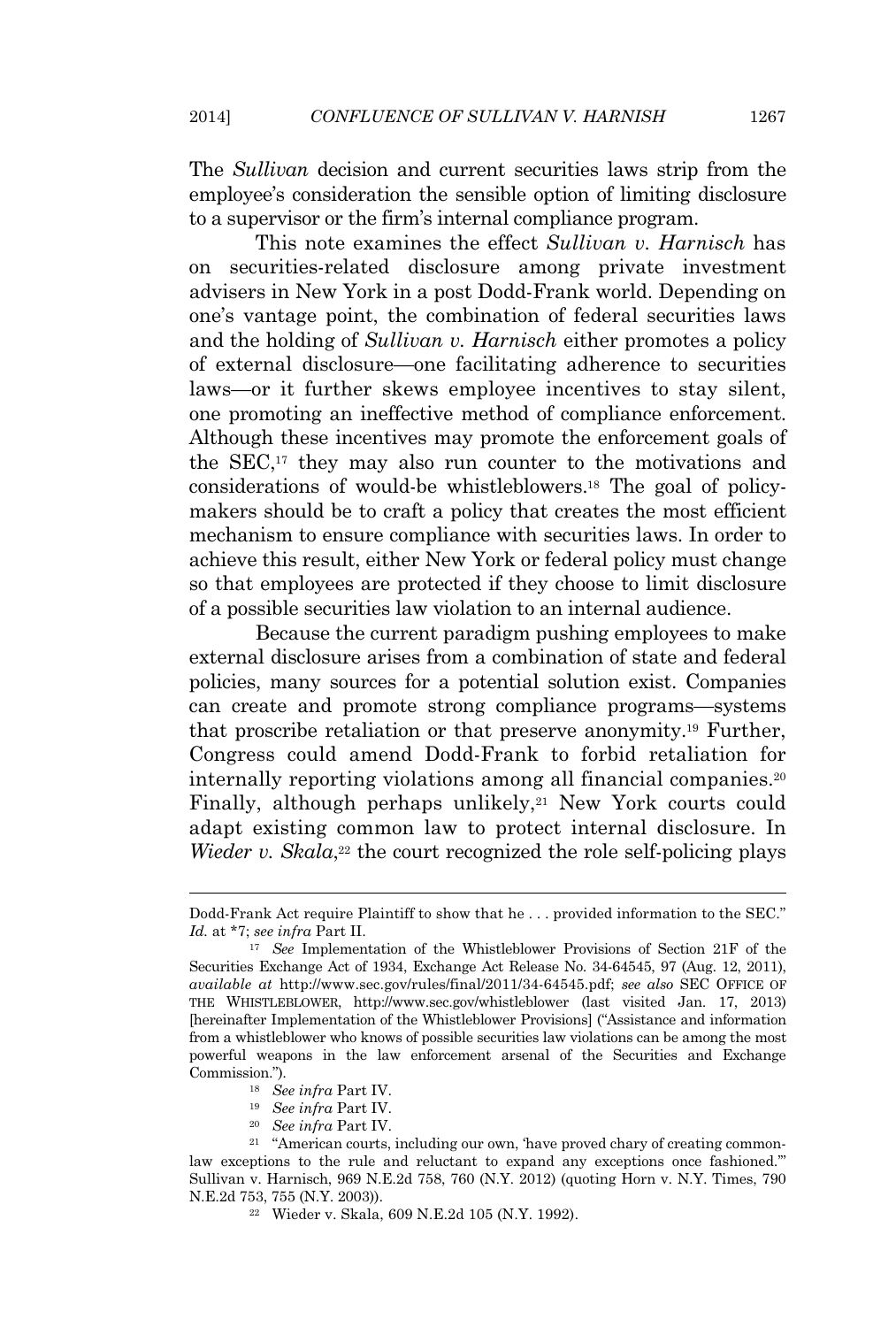The *Sullivan* decision and current securities laws strip from the employee's consideration the sensible option of limiting disclosure to a supervisor or the firm's internal compliance program.

This note examines the effect *Sullivan v. Harnisch* has on securities-related disclosure among private investment advisers in New York in a post Dodd-Frank world. Depending on one's vantage point, the combination of federal securities laws and the holding of *Sullivan v. Harnisch* either promotes a policy of external disclosure—one facilitating adherence to securities laws—or it further skews employee incentives to stay silent, one promoting an ineffective method of compliance enforcement. Although these incentives may promote the enforcement goals of the SEC,[17] they may also run counter to the motivations and considerations of would-be whistleblowers.[18] The goal of policy-makers should be to craft a policy that creates the most efficient mechanism to ensure compliance with securities laws. In order to achieve this result, either New York or federal policy must change so that employees are protected if they choose to limit disclosure of a possible securities law violation to an internal audience.

Because the current paradigm pushing employees to make external disclosure arises from a combination of state and federal policies, many sources for a potential solution exist. Companies can create and promote strong compliance programs—systems that proscribe retaliation or that preserve anonymity.[19] Further, Congress could amend Dodd-Frank to forbid retaliation for internally reporting violations among all financial companies.[20] Finally, although perhaps unlikely,[21] New York courts could adapt existing common law to protect internal disclosure. In *Wieder v. Skala*,[22] the court recognized the role self-policing plays

---

Dodd-Frank Act require Plaintiff to show that he . . . provided information to the SEC." *Id.* at *7; *see infra* Part II.

[17] *See* Implementation of the Whistleblower Provisions of Section 21F of the Securities Exchange Act of 1934, Exchange Act Release No. 34-64545, 97 (Aug. 12, 2011), *available at* http://www.sec.gov/rules/final/2011/34-64545.pdf; *see also* SEC OFFICE OF THE WHISTLEBLOWER, http://www.sec.gov/whistleblower (last visited Jan. 17, 2013) [hereinafter Implementation of the Whistleblower Provisions] ("Assistance and information from a whistleblower who knows of possible securities law violations can be among the most powerful weapons in the law enforcement arsenal of the Securities and Exchange Commission.").

[18] *See infra* Part IV.

[19] *See infra* Part IV.

[20] *See infra* Part IV.

[21] "American courts, including our own, 'have proved chary of creating common-law exceptions to the rule and reluctant to expand any exceptions once fashioned.'" Sullivan v. Harnisch, 969 N.E.2d 758, 760 (N.Y. 2012) (quoting Horn v. N.Y. Times, 790 N.E.2d 753, 755 (N.Y. 2003)).

[22] Wieder v. Skala, 609 N.E.2d 105 (N.Y. 1992).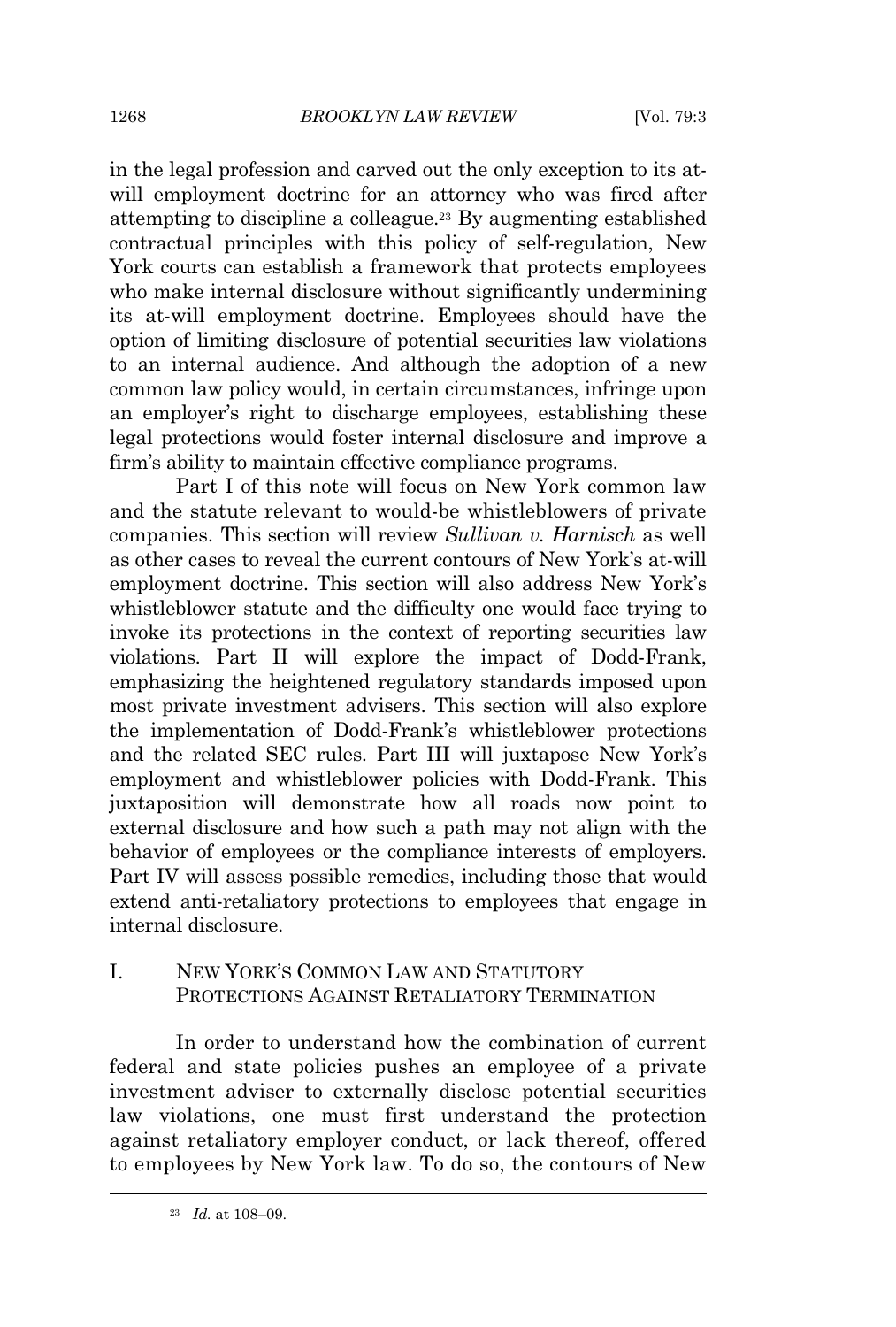in the legal profession and carved out the only exception to its at-will employment doctrine for an attorney who was fired after attempting to discipline a colleague.[23] By augmenting established contractual principles with this policy of self-regulation, New York courts can establish a framework that protects employees who make internal disclosure without significantly undermining its at-will employment doctrine. Employees should have the option of limiting disclosure of potential securities law violations to an internal audience. And although the adoption of a new common law policy would, in certain circumstances, infringe upon an employer's right to discharge employees, establishing these legal protections would foster internal disclosure and improve a firm's ability to maintain effective compliance programs.

Part I of this note will focus on New York common law and the statute relevant to would-be whistleblowers of private companies. This section will review *Sullivan v. Harnisch* as well as other cases to reveal the current contours of New York's at-will employment doctrine. This section will also address New York's whistleblower statute and the difficulty one would face trying to invoke its protections in the context of reporting securities law violations. Part II will explore the impact of Dodd-Frank, emphasizing the heightened regulatory standards imposed upon most private investment advisers. This section will also explore the implementation of Dodd-Frank's whistleblower protections and the related SEC rules. Part III will juxtapose New York's employment and whistleblower policies with Dodd-Frank. This juxtaposition will demonstrate how all roads now point to external disclosure and how such a path may not align with the behavior of employees or the compliance interests of employers. Part IV will assess possible remedies, including those that would extend anti-retaliatory protections to employees that engage in internal disclosure.

## I. NEW YORK'S COMMON LAW AND STATUTORY PROTECTIONS AGAINST RETALIATORY TERMINATION

In order to understand how the combination of current federal and state policies pushes an employee of a private investment adviser to externally disclose potential securities law violations, one must first understand the protection against retaliatory employer conduct, or lack thereof, offered to employees by New York law. To do so, the contours of New

---

[23] *Id.* at 108–09.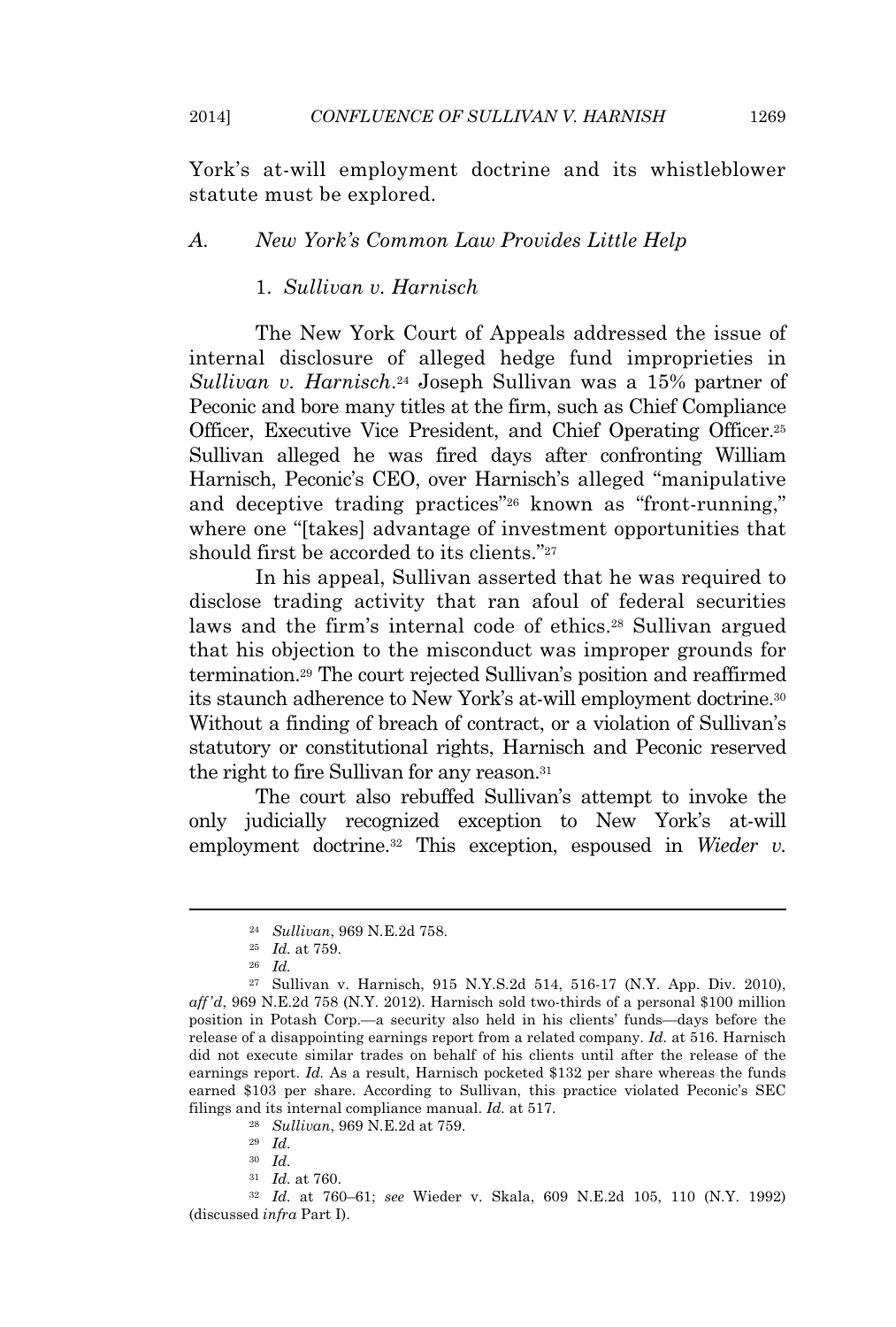York's at-will employment doctrine and its whistleblower statute must be explored.

### A. *New York's Common Law Provides Little Help*

#### 1. *Sullivan v. Harnisch*

The New York Court of Appeals addressed the issue of internal disclosure of alleged hedge fund improprieties in *Sullivan v. Harnisch*.[24] Joseph Sullivan was a 15% partner of Peconic and bore many titles at the firm, such as Chief Compliance Officer, Executive Vice President, and Chief Operating Officer.[25] Sullivan alleged he was fired days after confronting William Harnisch, Peconic's CEO, over Harnisch's alleged "manipulative and deceptive trading practices"[26] known as "front-running," where one "[takes] advantage of investment opportunities that should first be accorded to its clients."[27]

In his appeal, Sullivan asserted that he was required to disclose trading activity that ran afoul of federal securities laws and the firm's internal code of ethics.[28] Sullivan argued that his objection to the misconduct was improper grounds for termination.[29] The court rejected Sullivan's position and reaffirmed its staunch adherence to New York's at-will employment doctrine.[30] Without a finding of breach of contract, or a violation of Sullivan's statutory or constitutional rights, Harnisch and Peconic reserved the right to fire Sullivan for any reason.[31]

The court also rebuffed Sullivan's attempt to invoke the only judicially recognized exception to New York's at-will employment doctrine.[32] This exception, espoused in *Wieder v.*

---

[24] *Sullivan*, 969 N.E.2d 758.

[25] *Id.* at 759.

[26] *Id.*

[27] Sullivan v. Harnisch, 915 N.Y.S.2d 514, 516-17 (N.Y. App. Div. 2010), *aff'd*, 969 N.E.2d 758 (N.Y. 2012). Harnisch sold two-thirds of a personal $100 million position in Potash Corp.—a security also held in his clients' funds—days before the release of a disappointing earnings report from a related company. *Id.* at 516. Harnisch did not execute similar trades on behalf of his clients until after the release of the earnings report. *Id.* As a result, Harnisch pocketed $132 per share whereas the funds earned $103 per share. According to Sullivan, this practice violated Peconic's SEC filings and its internal compliance manual. *Id.* at 517.

[28] *Sullivan*, 969 N.E.2d at 759.

[29] *Id.*

[30] *Id.*

[31] *Id.* at 760.

[32] *Id.* at 760–61; *see* Wieder v. Skala, 609 N.E.2d 105, 110 (N.Y. 1992) (discussed *infra* Part I).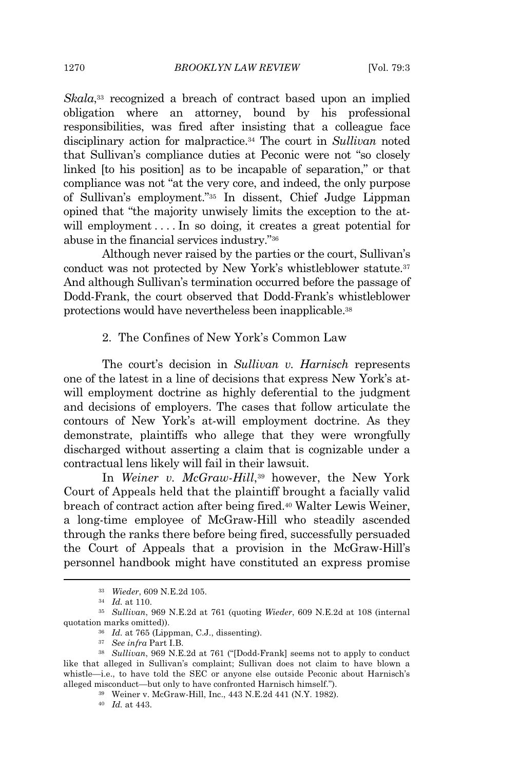*Skala*,[33] recognized a breach of contract based upon an implied obligation where an attorney, bound by his professional responsibilities, was fired after insisting that a colleague face disciplinary action for malpractice.[34] The court in *Sullivan* noted that Sullivan's compliance duties at Peconic were not "so closely linked [to his position] as to be incapable of separation," or that compliance was not "at the very core, and indeed, the only purpose of Sullivan's employment."[35] In dissent, Chief Judge Lippman opined that "the majority unwisely limits the exception to the at-will employment . . . . In so doing, it creates a great potential for abuse in the financial services industry."[36]

Although never raised by the parties or the court, Sullivan's conduct was not protected by New York's whistleblower statute.[37] And although Sullivan's termination occurred before the passage of Dodd-Frank, the court observed that Dodd-Frank's whistleblower protections would have nevertheless been inapplicable.[38]

### 2. The Confines of New York's Common Law

The court's decision in *Sullivan v. Harnisch* represents one of the latest in a line of decisions that express New York's at-will employment doctrine as highly deferential to the judgment and decisions of employers. The cases that follow articulate the contours of New York's at-will employment doctrine. As they demonstrate, plaintiffs who allege that they were wrongfully discharged without asserting a claim that is cognizable under a contractual lens likely will fail in their lawsuit.

In *Weiner v. McGraw-Hill*,[39] however, the New York Court of Appeals held that the plaintiff brought a facially valid breach of contract action after being fired.[40] Walter Lewis Weiner, a long-time employee of McGraw-Hill who steadily ascended through the ranks there before being fired, successfully persuaded the Court of Appeals that a provision in the McGraw-Hill's personnel handbook might have constituted an express promise

---

[33] *Wieder*, 609 N.E.2d 105.

[34] *Id.* at 110.

[35] *Sullivan*, 969 N.E.2d at 761 (quoting *Wieder*, 609 N.E.2d at 108 (internal quotation marks omitted)).

[36] *Id.* at 765 (Lippman, C.J., dissenting).

[37] *See infra* Part I.B.

[38] *Sullivan*, 969 N.E.2d at 761 ("[Dodd-Frank] seems not to apply to conduct like that alleged in Sullivan's complaint; Sullivan does not claim to have blown a whistle—i.e., to have told the SEC or anyone else outside Peconic about Harnisch's alleged misconduct—but only to have confronted Harnisch himself.").

[39] Weiner v. McGraw-Hill, Inc., 443 N.E.2d 441 (N.Y. 1982).

[40] *Id.* at 443.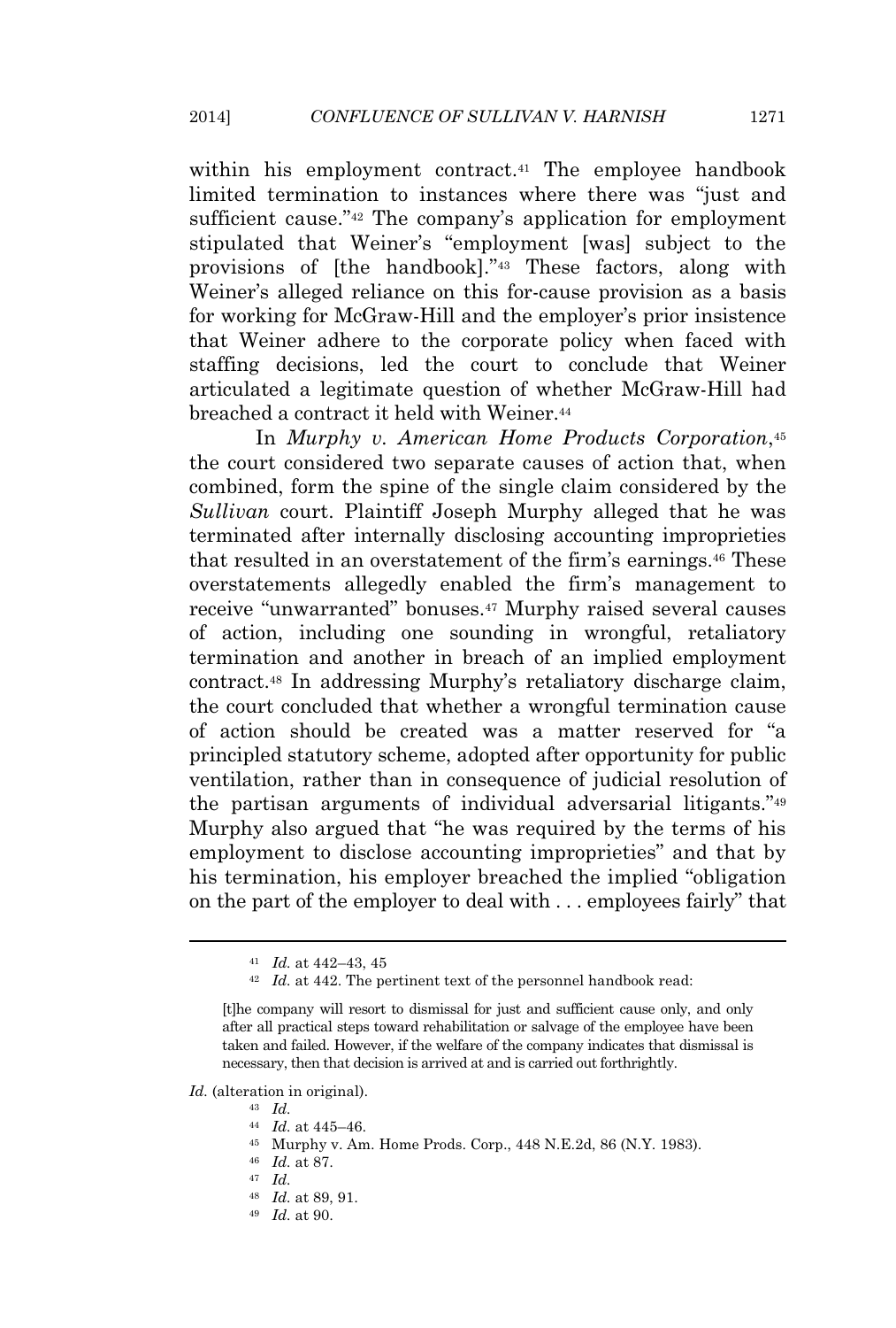within his employment contract.[41] The employee handbook limited termination to instances where there was "just and sufficient cause."[42] The company's application for employment stipulated that Weiner's "employment [was] subject to the provisions of [the handbook]."[43] These factors, along with Weiner's alleged reliance on this for-cause provision as a basis for working for McGraw-Hill and the employer's prior insistence that Weiner adhere to the corporate policy when faced with staffing decisions, led the court to conclude that Weiner articulated a legitimate question of whether McGraw-Hill had breached a contract it held with Weiner.[44]

In *Murphy v. American Home Products Corporation*,[45] the court considered two separate causes of action that, when combined, form the spine of the single claim considered by the *Sullivan* court. Plaintiff Joseph Murphy alleged that he was terminated after internally disclosing accounting improprieties that resulted in an overstatement of the firm's earnings.[46] These overstatements allegedly enabled the firm's management to receive "unwarranted" bonuses.[47] Murphy raised several causes of action, including one sounding in wrongful, retaliatory termination and another in breach of an implied employment contract.[48] In addressing Murphy's retaliatory discharge claim, the court concluded that whether a wrongful termination cause of action should be created was a matter reserved for "a principled statutory scheme, adopted after opportunity for public ventilation, rather than in consequence of judicial resolution of the partisan arguments of individual adversarial litigants."[49] Murphy also argued that "he was required by the terms of his employment to disclose accounting improprieties" and that by his termination, his employer breached the implied "obligation on the part of the employer to deal with . . . employees fairly" that

---

[41] *Id.* at 442–43, 45

[42] *Id.* at 442. The pertinent text of the personnel handbook read:

> [t]he company will resort to dismissal for just and sufficient cause only, and only after all practical steps toward rehabilitation or salvage of the employee have been taken and failed. However, if the welfare of the company indicates that dismissal is necessary, then that decision is arrived at and is carried out forthrightly.

*Id.* (alteration in original).

[43] *Id.*

[44] *Id.* at 445–46.

[45] Murphy v. Am. Home Prods. Corp., 448 N.E.2d, 86 (N.Y. 1983).

[46] *Id.* at 87.

[47] *Id.*

[48] *Id.* at 89, 91.

[49] *Id.* at 90.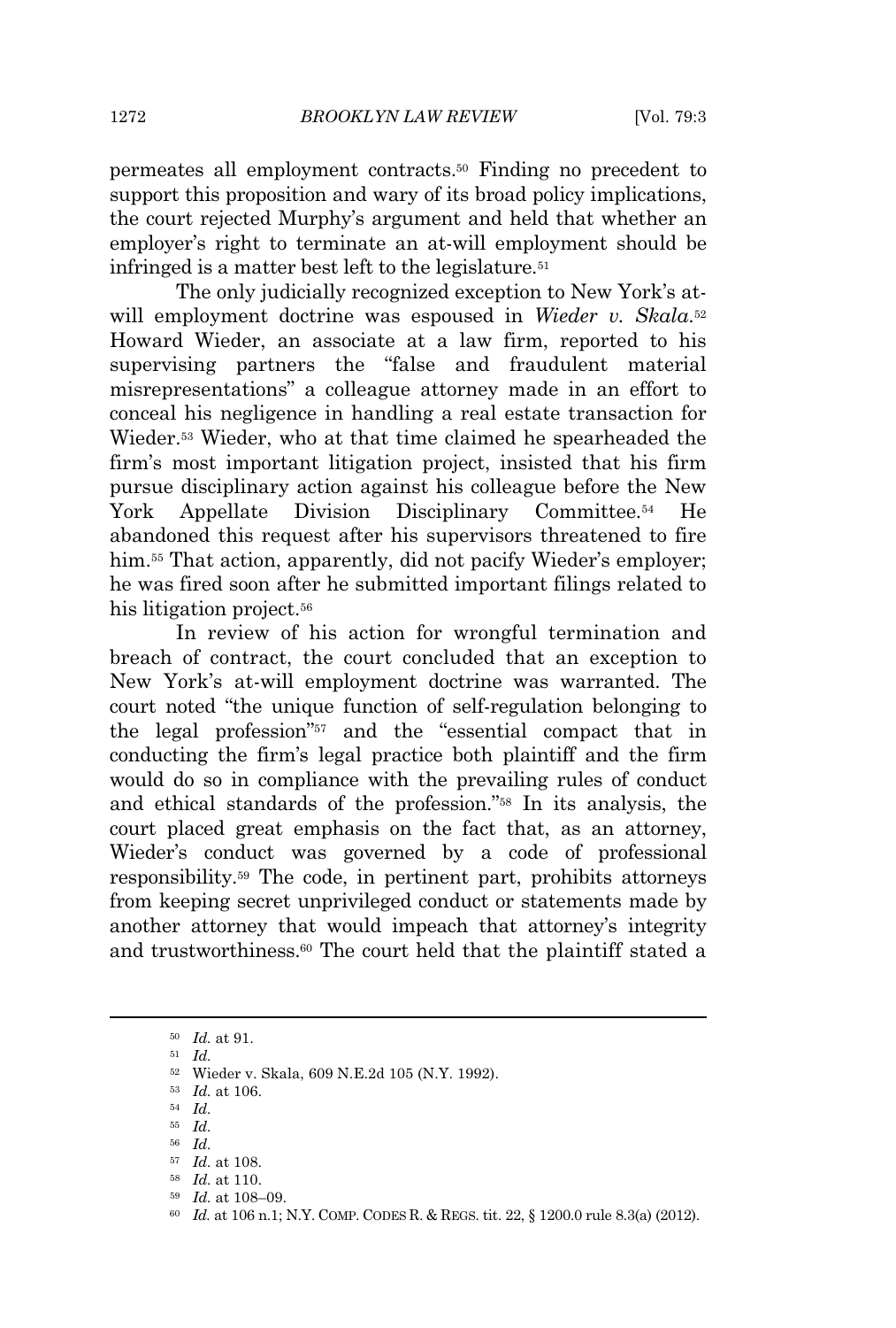permeates all employment contracts.[50] Finding no precedent to support this proposition and wary of its broad policy implications, the court rejected Murphy's argument and held that whether an employer's right to terminate an at-will employment should be infringed is a matter best left to the legislature.[51]

The only judicially recognized exception to New York's at-will employment doctrine was espoused in *Wieder v. Skala*.[52] Howard Wieder, an associate at a law firm, reported to his supervising partners the "false and fraudulent material misrepresentations" a colleague attorney made in an effort to conceal his negligence in handling a real estate transaction for Wieder.[53] Wieder, who at that time claimed he spearheaded the firm's most important litigation project, insisted that his firm pursue disciplinary action against his colleague before the New York Appellate Division Disciplinary Committee.[54] He abandoned this request after his supervisors threatened to fire him.[55] That action, apparently, did not pacify Wieder's employer; he was fired soon after he submitted important filings related to his litigation project.[56]

In review of his action for wrongful termination and breach of contract, the court concluded that an exception to New York's at-will employment doctrine was warranted. The court noted "the unique function of self-regulation belonging to the legal profession"[57] and the "essential compact that in conducting the firm's legal practice both plaintiff and the firm would do so in compliance with the prevailing rules of conduct and ethical standards of the profession."[58] In its analysis, the court placed great emphasis on the fact that, as an attorney, Wieder's conduct was governed by a code of professional responsibility.[59] The code, in pertinent part, prohibits attorneys from keeping secret unprivileged conduct or statements made by another attorney that would impeach that attorney's integrity and trustworthiness.[60] The court held that the plaintiff stated a

---

[50] *Id.* at 91.

[51] *Id.*

[52] Wieder v. Skala, 609 N.E.2d 105 (N.Y. 1992).

[53] *Id.* at 106.

[54] *Id.*

[55] *Id.*

[56] *Id.*

[57] *Id.* at 108.

[58] *Id.* at 110.

[59] *Id.* at 108–09.

[60] *Id.* at 106 n.1; N.Y. COMP. CODES R. & REGS. tit. 22, § 1200.0 rule 8.3(a) (2012).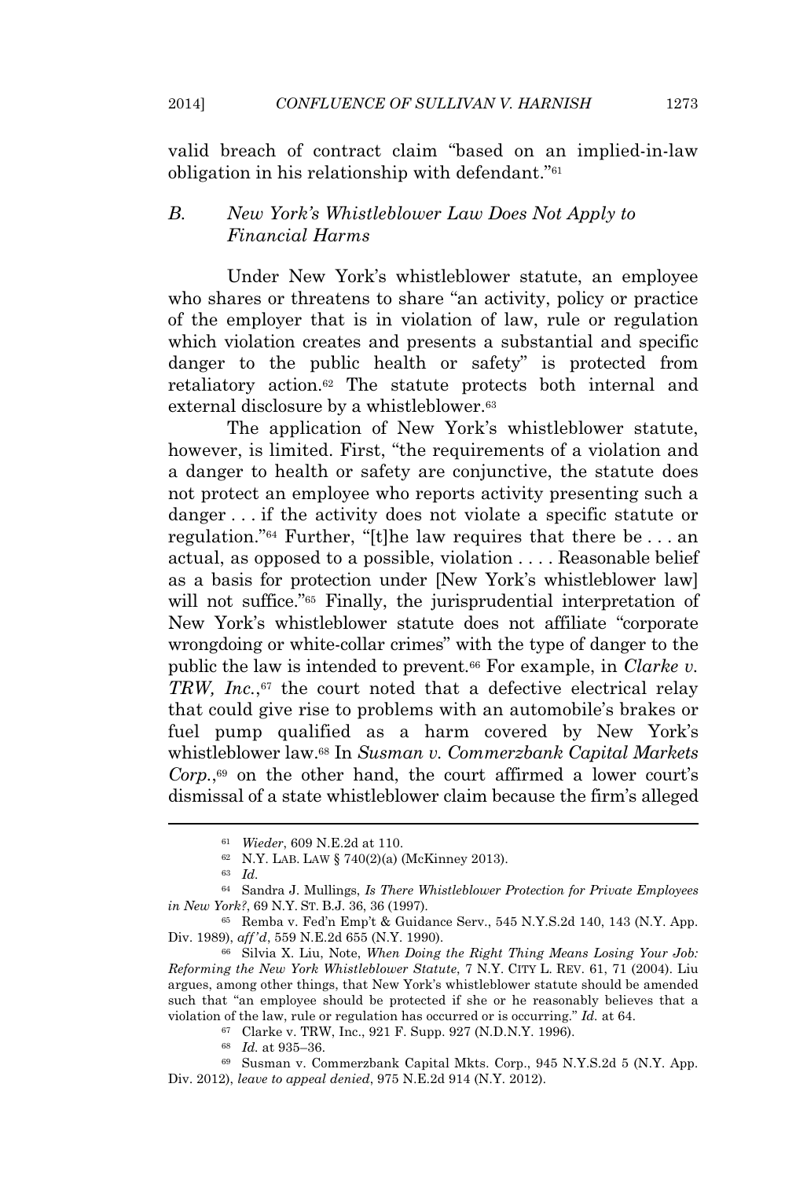valid breach of contract claim "based on an implied-in-law obligation in his relationship with defendant."[61]

### B. *New York's Whistleblower Law Does Not Apply to Financial Harms*

Under New York's whistleblower statute, an employee who shares or threatens to share "an activity, policy or practice of the employer that is in violation of law, rule or regulation which violation creates and presents a substantial and specific danger to the public health or safety" is protected from retaliatory action.[62] The statute protects both internal and external disclosure by a whistleblower.[63]

The application of New York's whistleblower statute, however, is limited. First, "the requirements of a violation and a danger to health or safety are conjunctive, the statute does not protect an employee who reports activity presenting such a danger . . . if the activity does not violate a specific statute or regulation."[64] Further, "[t]he law requires that there be . . . an actual, as opposed to a possible, violation . . . . Reasonable belief as a basis for protection under [New York's whistleblower law] will not suffice."[65] Finally, the jurisprudential interpretation of New York's whistleblower statute does not affiliate "corporate wrongdoing or white-collar crimes" with the type of danger to the public the law is intended to prevent.[66] For example, in *Clarke v. TRW, Inc.*,[67] the court noted that a defective electrical relay that could give rise to problems with an automobile's brakes or fuel pump qualified as a harm covered by New York's whistleblower law.[68] In *Susman v. Commerzbank Capital Markets Corp.*,[69] on the other hand, the court affirmed a lower court's dismissal of a state whistleblower claim because the firm's alleged

---

[61] *Wieder*, 609 N.E.2d at 110.

[62] N.Y. LAB. LAW § 740(2)(a) (McKinney 2013).

[63] *Id.*

[64] Sandra J. Mullings, *Is There Whistleblower Protection for Private Employees in New York?*, 69 N.Y. ST. B.J. 36, 36 (1997).

[65] Remba v. Fed'n Emp't & Guidance Serv., 545 N.Y.S.2d 140, 143 (N.Y. App. Div. 1989), *aff'd*, 559 N.E.2d 655 (N.Y. 1990).

[66] Silvia X. Liu, Note, *When Doing the Right Thing Means Losing Your Job: Reforming the New York Whistleblower Statute*, 7 N.Y. CITY L. REV. 61, 71 (2004). Liu argues, among other things, that New York's whistleblower statute should be amended such that "an employee should be protected if she or he reasonably believes that a violation of the law, rule or regulation has occurred or is occurring." *Id.* at 64.

[67] Clarke v. TRW, Inc., 921 F. Supp. 927 (N.D.N.Y. 1996).

[68] *Id.* at 935–36.

[69] Susman v. Commerzbank Capital Mkts. Corp., 945 N.Y.S.2d 5 (N.Y. App. Div. 2012), *leave to appeal denied*, 975 N.E.2d 914 (N.Y. 2012).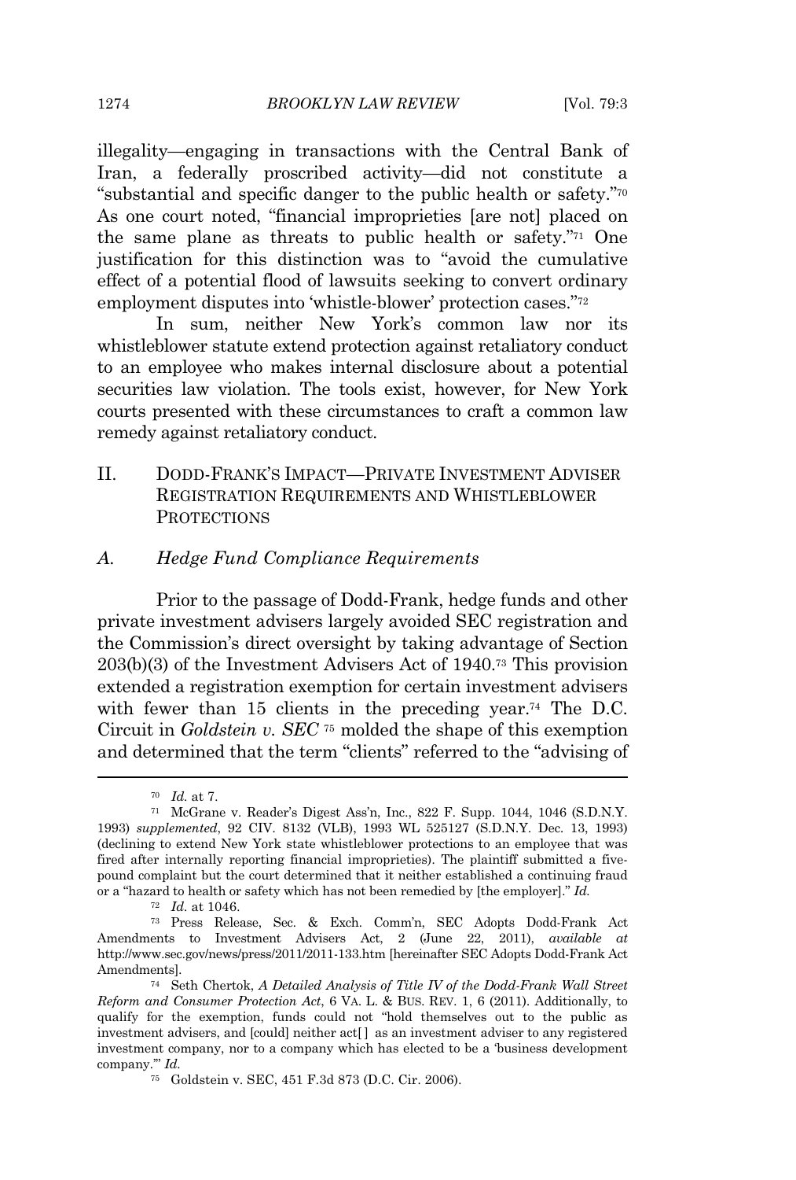illegality—engaging in transactions with the Central Bank of Iran, a federally proscribed activity—did not constitute a "substantial and specific danger to the public health or safety."[70] As one court noted, "financial improprieties [are not] placed on the same plane as threats to public health or safety."[71] One justification for this distinction was to "avoid the cumulative effect of a potential flood of lawsuits seeking to convert ordinary employment disputes into 'whistle-blower' protection cases."[72]

In sum, neither New York's common law nor its whistleblower statute extend protection against retaliatory conduct to an employee who makes internal disclosure about a potential securities law violation. The tools exist, however, for New York courts presented with these circumstances to craft a common law remedy against retaliatory conduct.

## II. DODD-FRANK'S IMPACT—PRIVATE INVESTMENT ADVISER REGISTRATION REQUIREMENTS AND WHISTLEBLOWER PROTECTIONS

### *A. Hedge Fund Compliance Requirements*

Prior to the passage of Dodd-Frank, hedge funds and other private investment advisers largely avoided SEC registration and the Commission's direct oversight by taking advantage of Section 203(b)(3) of the Investment Advisers Act of 1940.[73] This provision extended a registration exemption for certain investment advisers with fewer than 15 clients in the preceding year.[74] The D.C. Circuit in *Goldstein v. SEC*[75] molded the shape of this exemption and determined that the term "clients" referred to the "advising of

---

[70] *Id.* at 7.

[71] McGrane v. Reader's Digest Ass'n, Inc., 822 F. Supp. 1044, 1046 (S.D.N.Y. 1993) *supplemented*, 92 CIV. 8132 (VLB), 1993 WL 525127 (S.D.N.Y. Dec. 13, 1993) (declining to extend New York state whistleblower protections to an employee that was fired after internally reporting financial improprieties). The plaintiff submitted a five-pound complaint but the court determined that it neither established a continuing fraud or a "hazard to health or safety which has not been remedied by [the employer]." *Id.*

[72] *Id.* at 1046.

[73] Press Release, Sec. & Exch. Comm'n, SEC Adopts Dodd-Frank Act Amendments to Investment Advisers Act, 2 (June 22, 2011), *available at* http://www.sec.gov/news/press/2011/2011-133.htm [hereinafter SEC Adopts Dodd-Frank Act Amendments].

[74] Seth Chertok, *A Detailed Analysis of Title IV of the Dodd-Frank Wall Street Reform and Consumer Protection Act*, 6 VA. L. & BUS. REV. 1, 6 (2011). Additionally, to qualify for the exemption, funds could not "hold themselves out to the public as investment advisers, and [could] neither act[ ] as an investment adviser to any registered investment company, nor to a company which has elected to be a 'business development company.'" *Id.*

[75] Goldstein v. SEC, 451 F.3d 873 (D.C. Cir. 2006).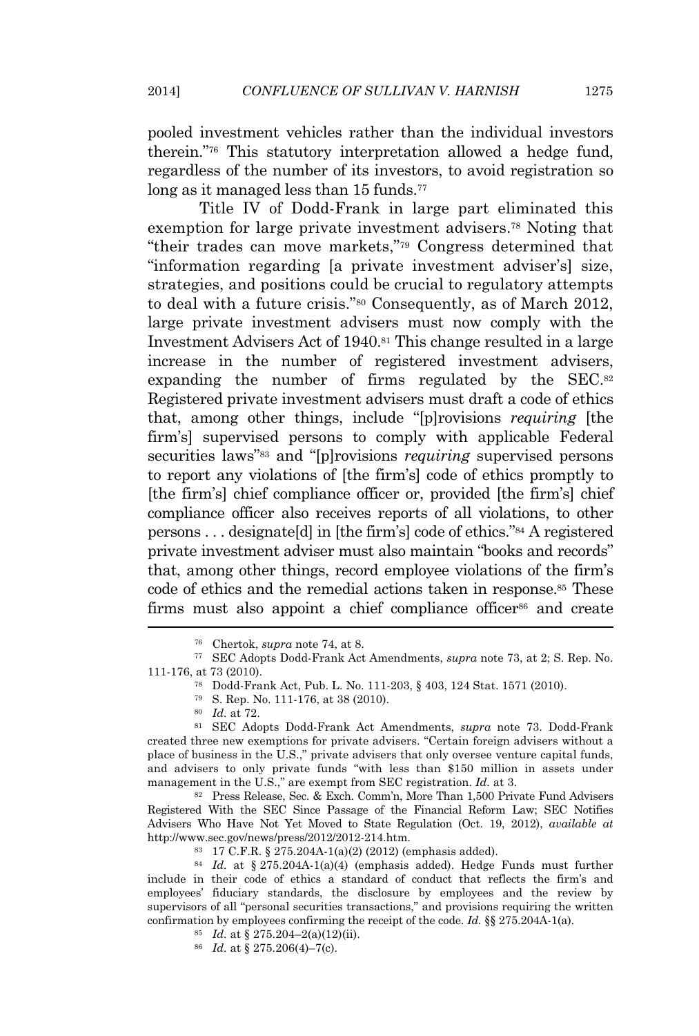pooled investment vehicles rather than the individual investors therein."[76] This statutory interpretation allowed a hedge fund, regardless of the number of its investors, to avoid registration so long as it managed less than 15 funds.[77]

Title IV of Dodd-Frank in large part eliminated this exemption for large private investment advisers.[78] Noting that "their trades can move markets,"[79] Congress determined that "information regarding [a private investment adviser's] size, strategies, and positions could be crucial to regulatory attempts to deal with a future crisis."[80] Consequently, as of March 2012, large private investment advisers must now comply with the Investment Advisers Act of 1940.[81] This change resulted in a large increase in the number of registered investment advisers, expanding the number of firms regulated by the SEC.[82] Registered private investment advisers must draft a code of ethics that, among other things, include "[p]rovisions *requiring* [the firm's] supervised persons to comply with applicable Federal securities laws"[83] and "[p]rovisions *requiring* supervised persons to report any violations of [the firm's] code of ethics promptly to [the firm's] chief compliance officer or, provided [the firm's] chief compliance officer also receives reports of all violations, to other persons . . . designate[d] in [the firm's] code of ethics."[84] A registered private investment adviser must also maintain "books and records" that, among other things, record employee violations of the firm's code of ethics and the remedial actions taken in response.[85] These firms must also appoint a chief compliance officer[86] and create

---

[76] Chertok, *supra* note 74, at 8.

[77] SEC Adopts Dodd-Frank Act Amendments, *supra* note 73, at 2; S. Rep. No. 111-176, at 73 (2010).

[78] Dodd-Frank Act, Pub. L. No. 111-203, § 403, 124 Stat. 1571 (2010).

[79] S. Rep. No. 111-176, at 38 (2010).

[80] *Id.* at 72.

[81] SEC Adopts Dodd-Frank Act Amendments, *supra* note 73. Dodd-Frank created three new exemptions for private advisers. "Certain foreign advisers without a place of business in the U.S.," private advisers that only oversee venture capital funds, and advisers to only private funds "with less than $150 million in assets under management in the U.S.," are exempt from SEC registration. *Id.* at 3.

[82] Press Release, Sec. & Exch. Comm'n, More Than 1,500 Private Fund Advisers Registered With the SEC Since Passage of the Financial Reform Law; SEC Notifies Advisers Who Have Not Yet Moved to State Regulation (Oct. 19, 2012), *available at* http://www.sec.gov/news/press/2012/2012-214.htm.

[83] 17 C.F.R. § 275.204A-1(a)(2) (2012) (emphasis added).

[84] *Id.* at § 275.204A-1(a)(4) (emphasis added). Hedge Funds must further include in their code of ethics a standard of conduct that reflects the firm's and employees' fiduciary standards, the disclosure by employees and the review by supervisors of all "personal securities transactions," and provisions requiring the written confirmation by employees confirming the receipt of the code. *Id.* §§ 275.204A-1(a).

[85] *Id.* at § 275.204–2(a)(12)(ii).

[86] *Id.* at § 275.206(4)–7(c).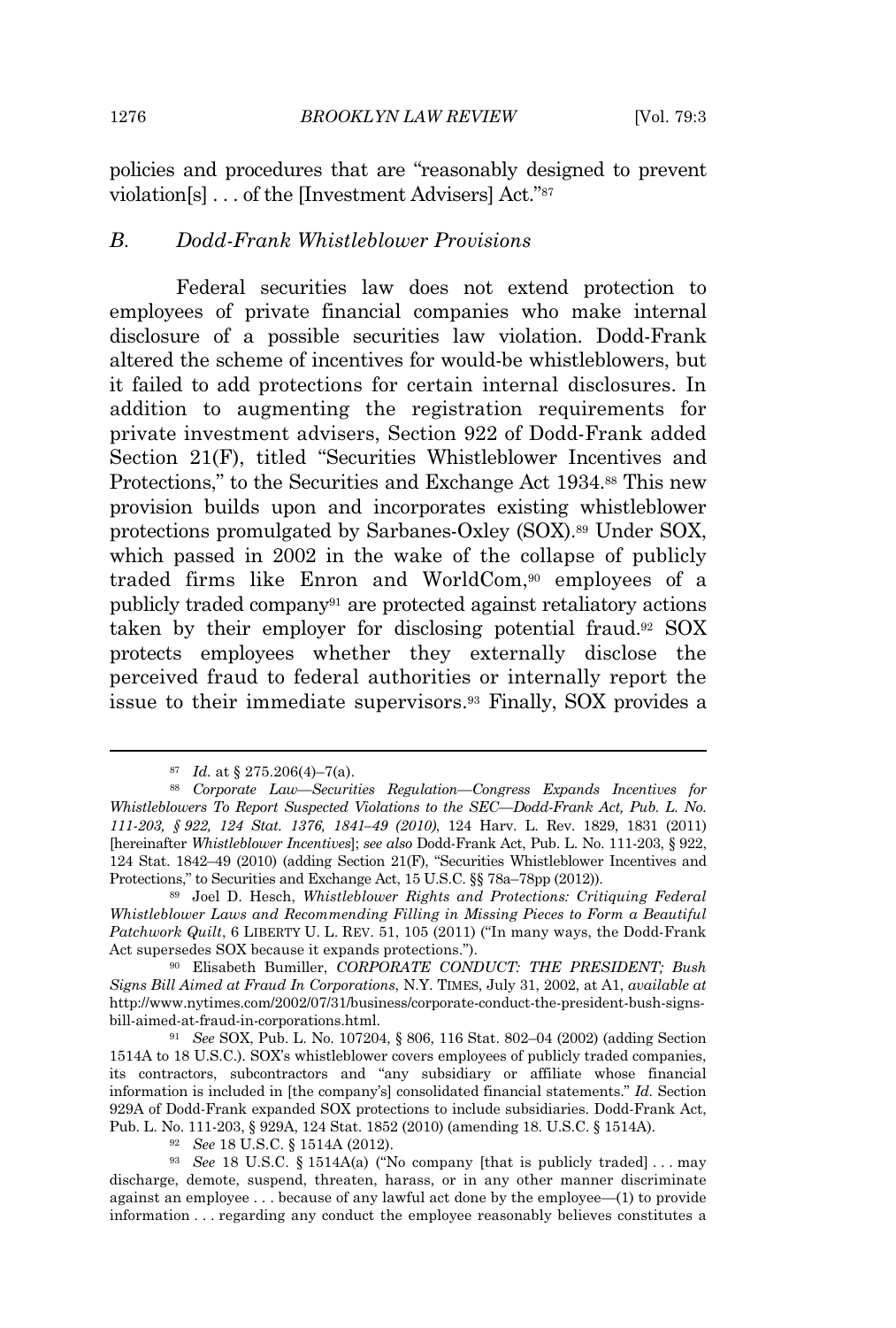policies and procedures that are "reasonably designed to prevent violation[s] . . . of the [Investment Advisers] Act."[87]

### *B. Dodd-Frank Whistleblower Provisions*

Federal securities law does not extend protection to employees of private financial companies who make internal disclosure of a possible securities law violation. Dodd-Frank altered the scheme of incentives for would-be whistleblowers, but it failed to add protections for certain internal disclosures. In addition to augmenting the registration requirements for private investment advisers, Section 922 of Dodd-Frank added Section 21(F), titled "Securities Whistleblower Incentives and Protections," to the Securities and Exchange Act 1934.[88] This new provision builds upon and incorporates existing whistleblower protections promulgated by Sarbanes-Oxley (SOX).[89] Under SOX, which passed in 2002 in the wake of the collapse of publicly traded firms like Enron and WorldCom,[90] employees of a publicly traded company[91] are protected against retaliatory actions taken by their employer for disclosing potential fraud.[92] SOX protects employees whether they externally disclose the perceived fraud to federal authorities or internally report the issue to their immediate supervisors.[93] Finally, SOX provides a

---

[87] *Id.* at § 275.206(4)–7(a).

[88] *Corporate Law—Securities Regulation—Congress Expands Incentives for Whistleblowers To Report Suspected Violations to the SEC—Dodd-Frank Act, Pub. L. No. 111-203, § 922, 124 Stat. 1376, 1841–49 (2010)*, 124 Harv. L. Rev. 1829, 1831 (2011) [hereinafter *Whistleblower Incentives*]; *see also* Dodd-Frank Act, Pub. L. No. 111-203, § 922, 124 Stat. 1842–49 (2010) (adding Section 21(F), "Securities Whistleblower Incentives and Protections," to Securities and Exchange Act, 15 U.S.C. §§ 78a–78pp (2012)).

[89] Joel D. Hesch, *Whistleblower Rights and Protections: Critiquing Federal Whistleblower Laws and Recommending Filling in Missing Pieces to Form a Beautiful Patchwork Quilt*, 6 LIBERTY U. L. REV. 51, 105 (2011) ("In many ways, the Dodd-Frank Act supersedes SOX because it expands protections.").

[90] Elisabeth Bumiller, *CORPORATE CONDUCT: THE PRESIDENT; Bush Signs Bill Aimed at Fraud In Corporations*, N.Y. TIMES, July 31, 2002, at A1, *available at* http://www.nytimes.com/2002/07/31/business/corporate-conduct-the-president-bush-signs-bill-aimed-at-fraud-in-corporations.html.

[91] *See* SOX, Pub. L. No. 107204, § 806, 116 Stat. 802–04 (2002) (adding Section 1514A to 18 U.S.C.). SOX's whistleblower covers employees of publicly traded companies, its contractors, subcontractors and "any subsidiary or affiliate whose financial information is included in [the company's] consolidated financial statements." *Id.* Section 929A of Dodd-Frank expanded SOX protections to include subsidiaries. Dodd-Frank Act, Pub. L. No. 111-203, § 929A, 124 Stat. 1852 (2010) (amending 18. U.S.C. § 1514A).

[92] *See* 18 U.S.C. § 1514A (2012).

[93] *See* 18 U.S.C. § 1514A(a) ("No company [that is publicly traded] . . . may discharge, demote, suspend, threaten, harass, or in any other manner discriminate against an employee . . . because of any lawful act done by the employee—(1) to provide information . . . regarding any conduct the employee reasonably believes constitutes a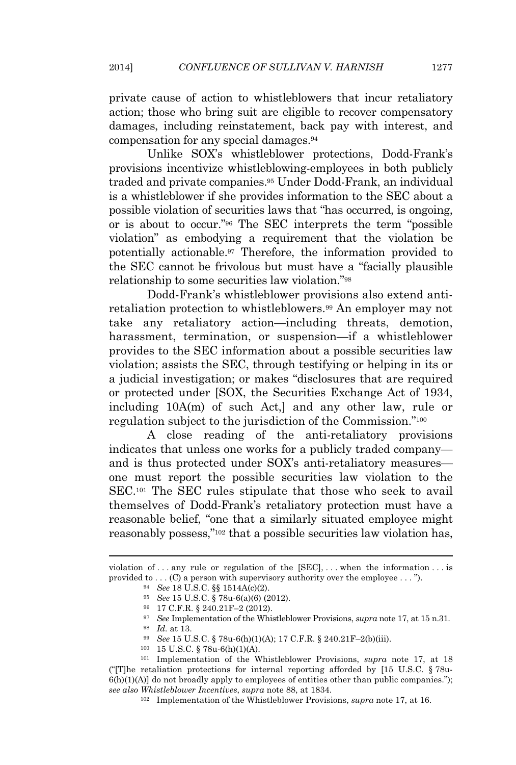private cause of action to whistleblowers that incur retaliatory action; those who bring suit are eligible to recover compensatory damages, including reinstatement, back pay with interest, and compensation for any special damages.[94]

Unlike SOX's whistleblower protections, Dodd-Frank's provisions incentivize whistleblowing-employees in both publicly traded and private companies.[95] Under Dodd-Frank, an individual is a whistleblower if she provides information to the SEC about a possible violation of securities laws that "has occurred, is ongoing, or is about to occur."[96] The SEC interprets the term "possible violation" as embodying a requirement that the violation be potentially actionable.[97] Therefore, the information provided to the SEC cannot be frivolous but must have a "facially plausible relationship to some securities law violation."[98]

Dodd-Frank's whistleblower provisions also extend anti-retaliation protection to whistleblowers.[99] An employer may not take any retaliatory action—including threats, demotion, harassment, termination, or suspension—if a whistleblower provides to the SEC information about a possible securities law violation; assists the SEC, through testifying or helping in its or a judicial investigation; or makes "disclosures that are required or protected under [SOX, the Securities Exchange Act of 1934, including 10A(m) of such Act,] and any other law, rule or regulation subject to the jurisdiction of the Commission."[100]

A close reading of the anti-retaliatory provisions indicates that unless one works for a publicly traded company—and is thus protected under SOX's anti-retaliatory measures—one must report the possible securities law violation to the SEC.[101] The SEC rules stipulate that those who seek to avail themselves of Dodd-Frank's retaliatory protection must have a reasonable belief, "one that a similarly situated employee might reasonably possess,"[102] that a possible securities law violation has,

---

violation of . . . any rule or regulation of the [SEC], . . . when the information . . . is provided to . . . (C) a person with supervisory authority over the employee . . . ").

[94] *See* 18 U.S.C. §§ 1514A(c)(2).

[95] *See* 15 U.S.C. § 78u-6(a)(6) (2012).

[96] 17 C.F.R. § 240.21F–2 (2012).

[97] *See* Implementation of the Whistleblower Provisions, *supra* note 17, at 15 n.31.

[98] *Id.* at 13.

[99] *See* 15 U.S.C. § 78u-6(h)(1)(A); 17 C.F.R. § 240.21F–2(b)(iii).

[100] 15 U.S.C. § 78u-6(h)(1)(A).

[101] Implementation of the Whistleblower Provisions, *supra* note 17, at 18 ("[T]he retaliation protections for internal reporting afforded by [15 U.S.C. § 78u-6(h)(1)(A)] do not broadly apply to employees of entities other than public companies."); *see also Whistleblower Incentives*, *supra* note 88, at 1834.

[102] Implementation of the Whistleblower Provisions, *supra* note 17, at 16.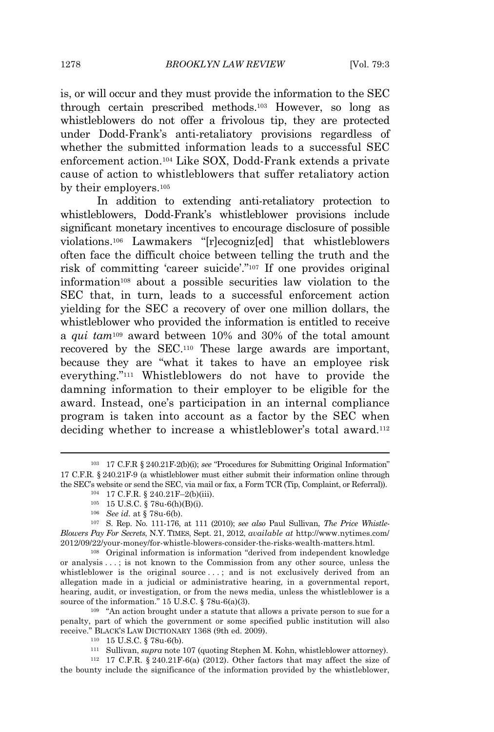is, or will occur and they must provide the information to the SEC through certain prescribed methods.[103] However, so long as whistleblowers do not offer a frivolous tip, they are protected under Dodd-Frank's anti-retaliatory provisions regardless of whether the submitted information leads to a successful SEC enforcement action.[104] Like SOX, Dodd-Frank extends a private cause of action to whistleblowers that suffer retaliatory action by their employers.[105]

In addition to extending anti-retaliatory protection to whistleblowers, Dodd-Frank's whistleblower provisions include significant monetary incentives to encourage disclosure of possible violations.[106] Lawmakers "[r]ecogniz[ed] that whistleblowers often face the difficult choice between telling the truth and the risk of committing 'career suicide'."[107] If one provides original information[108] about a possible securities law violation to the SEC that, in turn, leads to a successful enforcement action yielding for the SEC a recovery of over one million dollars, the whistleblower who provided the information is entitled to receive a *qui tam*[109] award between 10% and 30% of the total amount recovered by the SEC.[110] These large awards are important, because they are "what it takes to have an employee risk everything."[111] Whistleblowers do not have to provide the damning information to their employer to be eligible for the award. Instead, one's participation in an internal compliance program is taken into account as a factor by the SEC when deciding whether to increase a whistleblower's total award.[112]

---

[103] 17 C.F.R § 240.21F-2(b)(i); *see* "Procedures for Submitting Original Information" 17 C.F.R. § 240.21F-9 (a whistleblower must either submit their information online through the SEC's website or send the SEC, via mail or fax, a Form TCR (Tip, Complaint, or Referral)).

[104] 17 C.F.R. § 240.21F–2(b)(iii).

[105] 15 U.S.C. § 78u-6(h)(B)(i).

[106] *See id.* at § 78u-6(b).

[107] S. Rep. No. 111-176, at 111 (2010); *see also* Paul Sullivan, *The Price Whistle-Blowers Pay For Secrets*, N.Y. TIMES, Sept. 21, 2012, *available at* http://www.nytimes.com/2012/09/22/your-money/for-whistle-blowers-consider-the-risks-wealth-matters.html.

[108] Original information is information "derived from independent knowledge or analysis . . . ; is not known to the Commission from any other source, unless the whistleblower is the original source . . . ; and is not exclusively derived from an allegation made in a judicial or administrative hearing, in a governmental report, hearing, audit, or investigation, or from the news media, unless the whistleblower is a source of the information." 15 U.S.C. § 78u-6(a)(3).

[109] "An action brought under a statute that allows a private person to sue for a penalty, part of which the government or some specified public institution will also receive." BLACK'S LAW DICTIONARY 1368 (9th ed. 2009).

[110] 15 U.S.C. § 78u-6(b).

[111] Sullivan, *supra* note 107 (quoting Stephen M. Kohn, whistleblower attorney).

[112] 17 C.F.R. § 240.21F-6(a) (2012). Other factors that may affect the size of the bounty include the significance of the information provided by the whistleblower,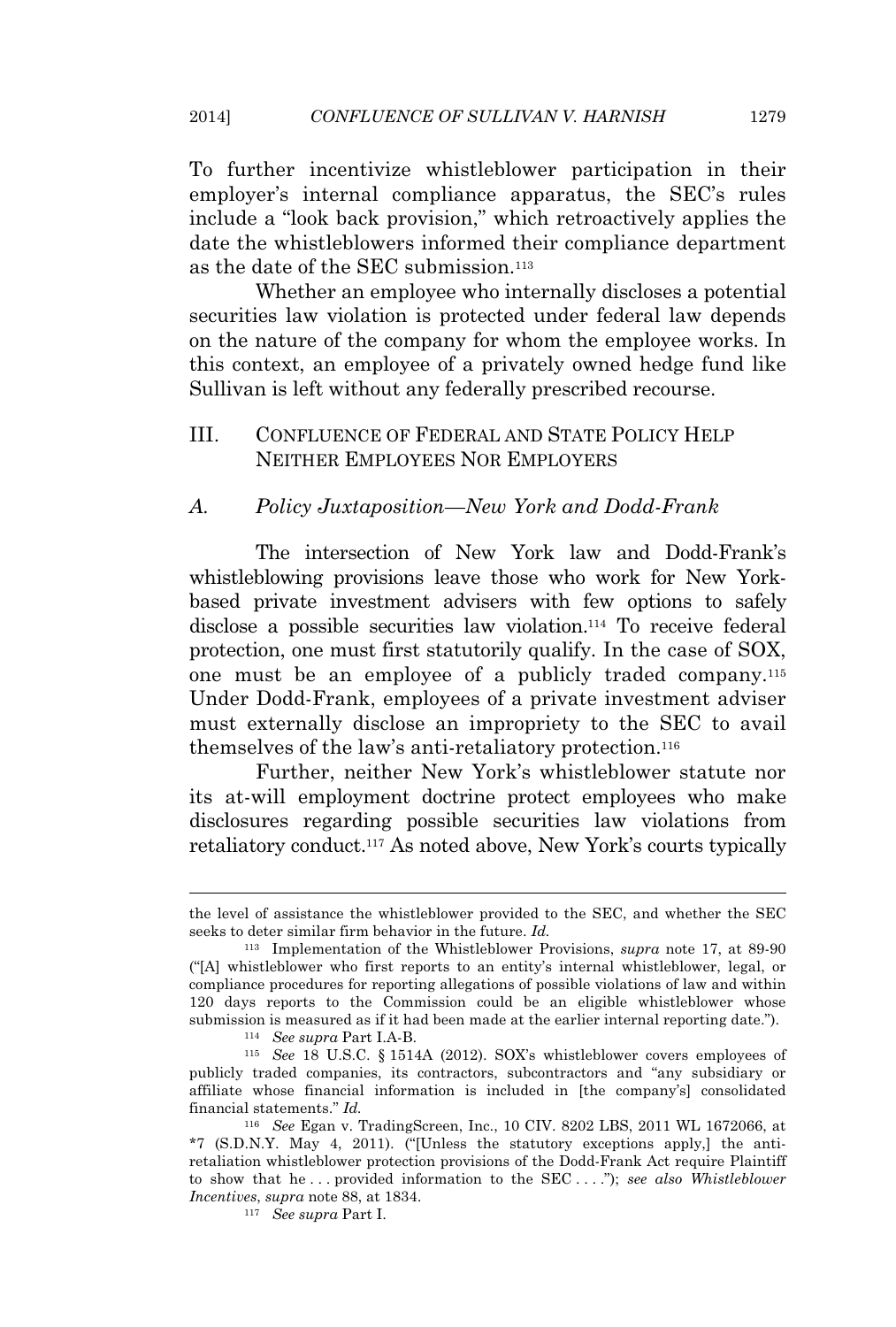To further incentivize whistleblower participation in their employer's internal compliance apparatus, the SEC's rules include a "look back provision," which retroactively applies the date the whistleblowers informed their compliance department as the date of the SEC submission.[113]

Whether an employee who internally discloses a potential securities law violation is protected under federal law depends on the nature of the company for whom the employee works. In this context, an employee of a privately owned hedge fund like Sullivan is left without any federally prescribed recourse.

## III. Confluence of Federal and State Policy Help Neither Employees Nor Employers

### A. *Policy Juxtaposition—New York and Dodd-Frank*

The intersection of New York law and Dodd-Frank's whistleblowing provisions leave those who work for New York-based private investment advisers with few options to safely disclose a possible securities law violation.[114] To receive federal protection, one must first statutorily qualify. In the case of SOX, one must be an employee of a publicly traded company.[115] Under Dodd-Frank, employees of a private investment adviser must externally disclose an impropriety to the SEC to avail themselves of the law's anti-retaliatory protection.[116]

Further, neither New York's whistleblower statute nor its at-will employment doctrine protect employees who make disclosures regarding possible securities law violations from retaliatory conduct.[117] As noted above, New York's courts typically

---

the level of assistance the whistleblower provided to the SEC, and whether the SEC seeks to deter similar firm behavior in the future. *Id.*

[113] Implementation of the Whistleblower Provisions, *supra* note 17, at 89-90 ("[A] whistleblower who first reports to an entity's internal whistleblower, legal, or compliance procedures for reporting allegations of possible violations of law and within 120 days reports to the Commission could be an eligible whistleblower whose submission is measured as if it had been made at the earlier internal reporting date.").

[114] *See supra* Part I.A-B.

[115] *See* 18 U.S.C. § 1514A (2012). SOX's whistleblower covers employees of publicly traded companies, its contractors, subcontractors and "any subsidiary or affiliate whose financial information is included in [the company's] consolidated financial statements." *Id.*

[116] *See* Egan v. TradingScreen, Inc., 10 CIV. 8202 LBS, 2011 WL 1672066, at *7 (S.D.N.Y. May 4, 2011). ("[Unless the statutory exceptions apply,] the anti-retaliation whistleblower protection provisions of the Dodd-Frank Act require Plaintiff to show that he . . . provided information to the SEC . . . ."); *see also Whistleblower Incentives*, *supra* note 88, at 1834.

[117] *See supra* Part I.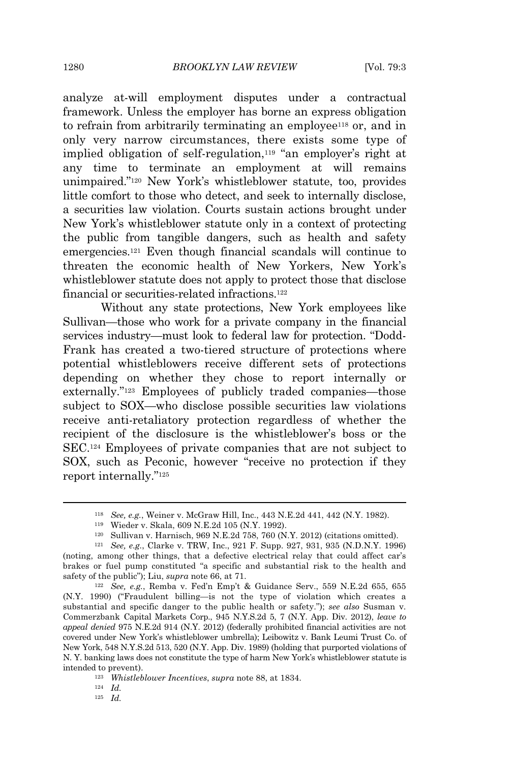analyze at-will employment disputes under a contractual framework. Unless the employer has borne an express obligation to refrain from arbitrarily terminating an employee[118] or, and in only very narrow circumstances, there exists some type of implied obligation of self-regulation,[119] "an employer's right at any time to terminate an employment at will remains unimpaired."[120] New York's whistleblower statute, too, provides little comfort to those who detect, and seek to internally disclose, a securities law violation. Courts sustain actions brought under New York's whistleblower statute only in a context of protecting the public from tangible dangers, such as health and safety emergencies.[121] Even though financial scandals will continue to threaten the economic health of New Yorkers, New York's whistleblower statute does not apply to protect those that disclose financial or securities-related infractions.[122]

Without any state protections, New York employees like Sullivan—those who work for a private company in the financial services industry—must look to federal law for protection. "Dodd-Frank has created a two-tiered structure of protections where potential whistleblowers receive different sets of protections depending on whether they chose to report internally or externally."[123] Employees of publicly traded companies—those subject to SOX—who disclose possible securities law violations receive anti-retaliatory protection regardless of whether the recipient of the disclosure is the whistleblower's boss or the SEC.[124] Employees of private companies that are not subject to SOX, such as Peconic, however "receive no protection if they report internally."[125]

---

[118] *See, e.g.*, Weiner v. McGraw Hill, Inc., 443 N.E.2d 441, 442 (N.Y. 1982).

[119] Wieder v. Skala, 609 N.E.2d 105 (N.Y. 1992).

[120] Sullivan v. Harnisch, 969 N.E.2d 758, 760 (N.Y. 2012) (citations omitted).

[121] *See, e.g.*, Clarke v. TRW, Inc., 921 F. Supp. 927, 931, 935 (N.D.N.Y. 1996) (noting, among other things, that a defective electrical relay that could affect car's brakes or fuel pump constituted "a specific and substantial risk to the health and safety of the public"); Liu, *supra* note 66, at 71.

[122] *See, e.g.*, Remba v. Fed'n Emp't & Guidance Serv., 559 N.E.2d 655, 655 (N.Y. 1990) ("Fraudulent billing—is not the type of violation which creates a substantial and specific danger to the public health or safety."); *see also* Susman v. Commerzbank Capital Markets Corp., 945 N.Y.S.2d 5, 7 (N.Y. App. Div. 2012), *leave to appeal denied* 975 N.E.2d 914 (N.Y. 2012) (federally prohibited financial activities are not covered under New York's whistleblower umbrella); Leibowitz v. Bank Leumi Trust Co. of New York, 548 N.Y.S.2d 513, 520 (N.Y. App. Div. 1989) (holding that purported violations of N. Y. banking laws does not constitute the type of harm New York's whistleblower statute is intended to prevent).

[123] *Whistleblower Incentives*, *supra* note 88, at 1834.

[124] *Id.*

[125] *Id.*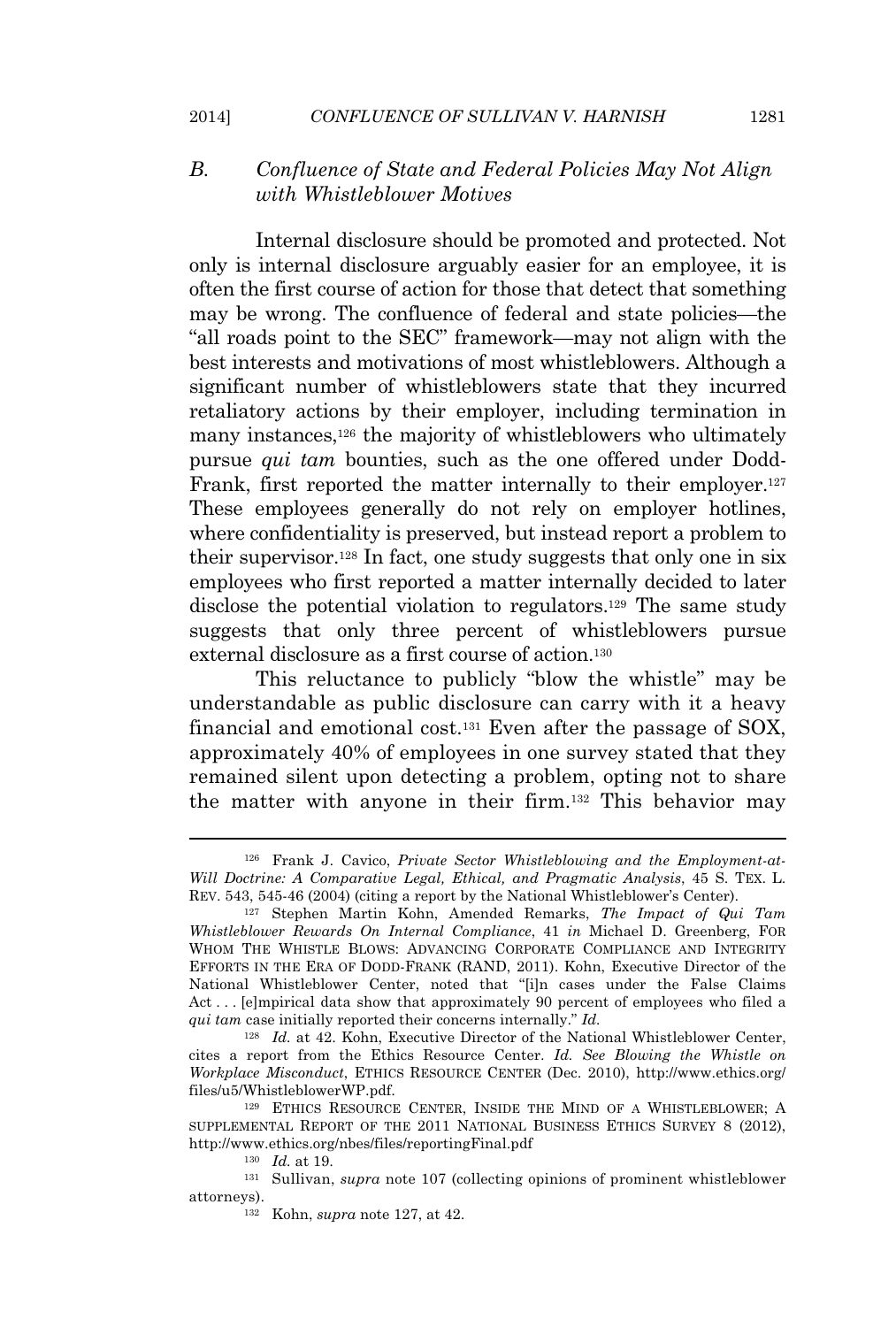### *B. Confluence of State and Federal Policies May Not Align with Whistleblower Motives*

Internal disclosure should be promoted and protected. Not only is internal disclosure arguably easier for an employee, it is often the first course of action for those that detect that something may be wrong. The confluence of federal and state policies—the "all roads point to the SEC" framework—may not align with the best interests and motivations of most whistleblowers. Although a significant number of whistleblowers state that they incurred retaliatory actions by their employer, including termination in many instances,[126] the majority of whistleblowers who ultimately pursue *qui tam* bounties, such as the one offered under Dodd-Frank, first reported the matter internally to their employer.[127] These employees generally do not rely on employer hotlines, where confidentiality is preserved, but instead report a problem to their supervisor.[128] In fact, one study suggests that only one in six employees who first reported a matter internally decided to later disclose the potential violation to regulators.[129] The same study suggests that only three percent of whistleblowers pursue external disclosure as a first course of action.[130]

This reluctance to publicly "blow the whistle" may be understandable as public disclosure can carry with it a heavy financial and emotional cost.[131] Even after the passage of SOX, approximately 40% of employees in one survey stated that they remained silent upon detecting a problem, opting not to share the matter with anyone in their firm.[132] This behavior may

---

[126] Frank J. Cavico, *Private Sector Whistleblowing and the Employment-at-Will Doctrine: A Comparative Legal, Ethical, and Pragmatic Analysis*, 45 S. TEX. L. REV. 543, 545-46 (2004) (citing a report by the National Whistleblower's Center).

[127] Stephen Martin Kohn, Amended Remarks, *The Impact of Qui Tam Whistleblower Rewards On Internal Compliance*, 41 *in* Michael D. Greenberg, FOR WHOM THE WHISTLE BLOWS: ADVANCING CORPORATE COMPLIANCE AND INTEGRITY EFFORTS IN THE ERA OF DODD-FRANK (RAND, 2011). Kohn, Executive Director of the National Whistleblower Center, noted that "[i]n cases under the False Claims Act . . . [e]mpirical data show that approximately 90 percent of employees who filed a *qui tam* case initially reported their concerns internally." *Id.*

[128] *Id.* at 42. Kohn, Executive Director of the National Whistleblower Center, cites a report from the Ethics Resource Center. *Id. See Blowing the Whistle on Workplace Misconduct*, ETHICS RESOURCE CENTER (Dec. 2010), http://www.ethics.org/files/u5/WhistleblowerWP.pdf.

[129] ETHICS RESOURCE CENTER, INSIDE THE MIND OF A WHISTLEBLOWER; A SUPPLEMENTAL REPORT OF THE 2011 NATIONAL BUSINESS ETHICS SURVEY 8 (2012), http://www.ethics.org/nbes/files/reportingFinal.pdf

[130] *Id.* at 19.

[131] Sullivan, *supra* note 107 (collecting opinions of prominent whistleblower attorneys).

[132] Kohn, *supra* note 127, at 42.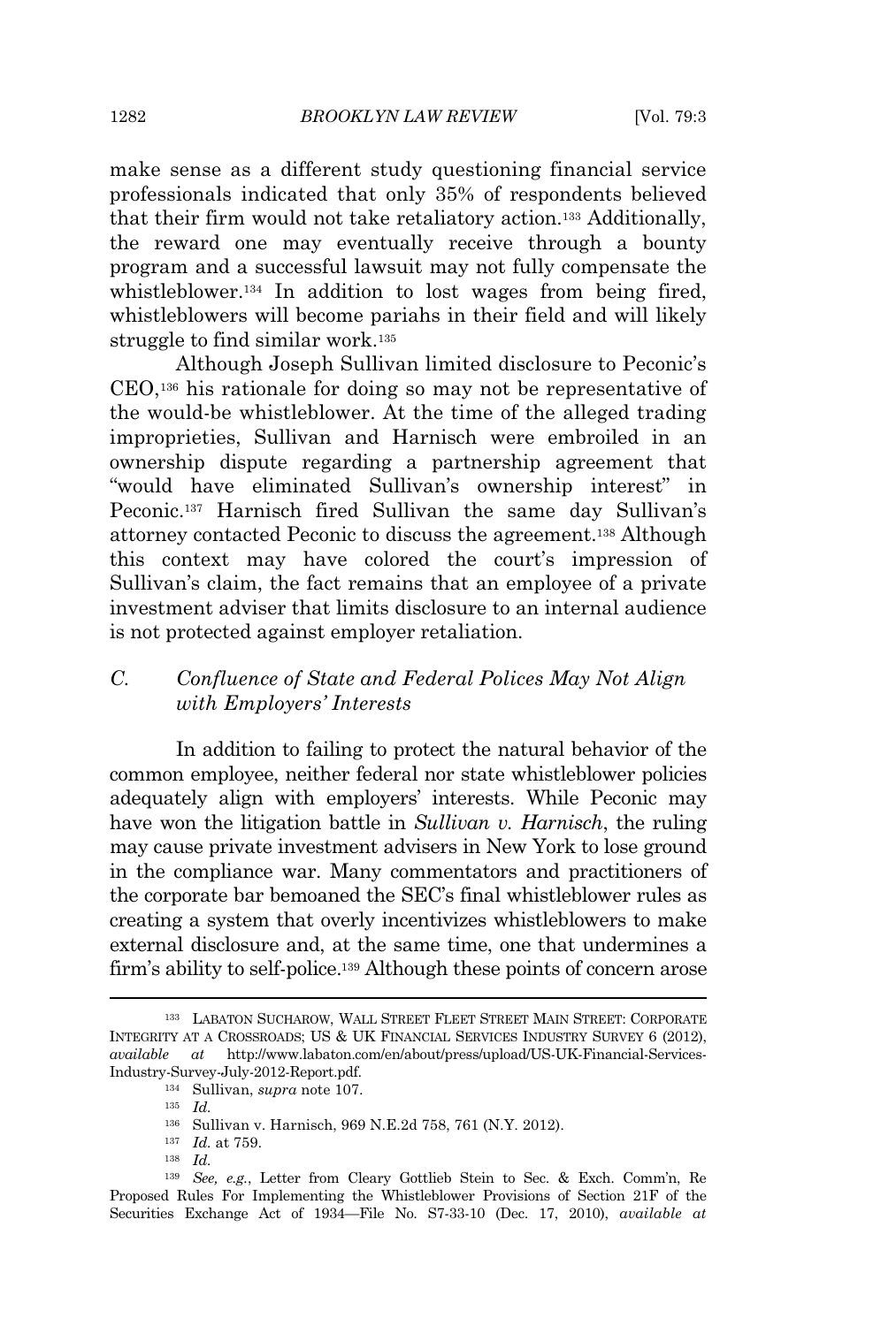make sense as a different study questioning financial service professionals indicated that only 35% of respondents believed that their firm would not take retaliatory action.[133] Additionally, the reward one may eventually receive through a bounty program and a successful lawsuit may not fully compensate the whistleblower.[134] In addition to lost wages from being fired, whistleblowers will become pariahs in their field and will likely struggle to find similar work.[135]

Although Joseph Sullivan limited disclosure to Peconic's CEO,[136] his rationale for doing so may not be representative of the would-be whistleblower. At the time of the alleged trading improprieties, Sullivan and Harnisch were embroiled in an ownership dispute regarding a partnership agreement that "would have eliminated Sullivan's ownership interest" in Peconic.[137] Harnisch fired Sullivan the same day Sullivan's attorney contacted Peconic to discuss the agreement.[138] Although this context may have colored the court's impression of Sullivan's claim, the fact remains that an employee of a private investment adviser that limits disclosure to an internal audience is not protected against employer retaliation.

### C. *Confluence of State and Federal Polices May Not Align with Employers' Interests*

In addition to failing to protect the natural behavior of the common employee, neither federal nor state whistleblower policies adequately align with employers' interests. While Peconic may have won the litigation battle in *Sullivan v. Harnisch*, the ruling may cause private investment advisers in New York to lose ground in the compliance war. Many commentators and practitioners of the corporate bar bemoaned the SEC's final whistleblower rules as creating a system that overly incentivizes whistleblowers to make external disclosure and, at the same time, one that undermines a firm's ability to self-police.[139] Although these points of concern arose

---

[133] LABATON SUCHAROW, WALL STREET FLEET STREET MAIN STREET: CORPORATE INTEGRITY AT A CROSSROADS; US & UK FINANCIAL SERVICES INDUSTRY SURVEY 6 (2012), *available at* http://www.labaton.com/en/about/press/upload/US-UK-Financial-Services-Industry-Survey-July-2012-Report.pdf.

[134] Sullivan, *supra* note 107.

[135] *Id.*

[136] Sullivan v. Harnisch, 969 N.E.2d 758, 761 (N.Y. 2012).

[137] *Id.* at 759.

[138] *Id.*

[139] *See, e.g.*, Letter from Cleary Gottlieb Stein to Sec. & Exch. Comm'n, Re Proposed Rules For Implementing the Whistleblower Provisions of Section 21F of the Securities Exchange Act of 1934—File No. S7-33-10 (Dec. 17, 2010), *available at*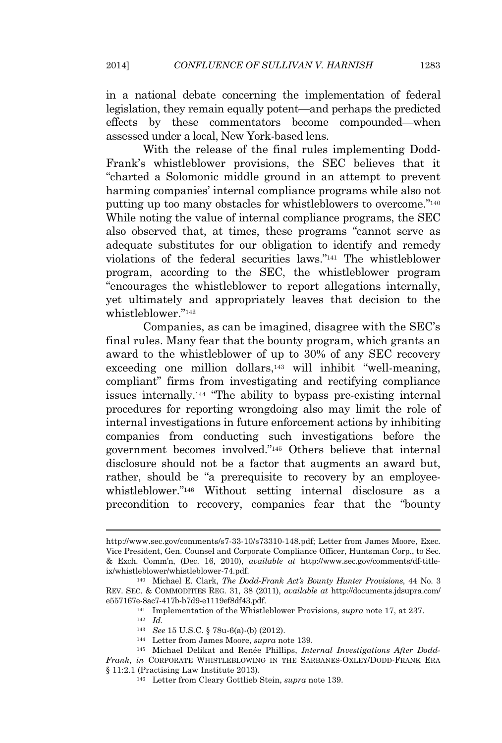in a national debate concerning the implementation of federal legislation, they remain equally potent—and perhaps the predicted effects by these commentators become compounded—when assessed under a local, New York-based lens.

With the release of the final rules implementing Dodd-Frank's whistleblower provisions, the SEC believes that it "charted a Solomonic middle ground in an attempt to prevent harming companies' internal compliance programs while also not putting up too many obstacles for whistleblowers to overcome."[140] While noting the value of internal compliance programs, the SEC also observed that, at times, these programs "cannot serve as adequate substitutes for our obligation to identify and remedy violations of the federal securities laws."[141] The whistleblower program, according to the SEC, the whistleblower program "encourages the whistleblower to report allegations internally, yet ultimately and appropriately leaves that decision to the whistleblower."[142]

Companies, as can be imagined, disagree with the SEC's final rules. Many fear that the bounty program, which grants an award to the whistleblower of up to 30% of any SEC recovery exceeding one million dollars,[143] will inhibit "well-meaning, compliant" firms from investigating and rectifying compliance issues internally.[144] "The ability to bypass pre-existing internal procedures for reporting wrongdoing also may limit the role of internal investigations in future enforcement actions by inhibiting companies from conducting such investigations before the government becomes involved."[145] Others believe that internal disclosure should not be a factor that augments an award but, rather, should be "a prerequisite to recovery by an employee-whistleblower."[146] Without setting internal disclosure as a precondition to recovery, companies fear that the "bounty

---

http://www.sec.gov/comments/s7-33-10/s73310-148.pdf; Letter from James Moore, Exec. Vice President, Gen. Counsel and Corporate Compliance Officer, Huntsman Corp., to Sec. & Exch. Comm'n, (Dec. 16, 2010), *available at* http://www.sec.gov/comments/df-title-ix/whistleblower/whistleblower-74.pdf.

[140] Michael E. Clark, *The Dodd-Frank Act's Bounty Hunter Provisions*, 44 No. 3 REV. SEC. & COMMODITIES REG. 31, 38 (2011), *available at* http://documents.jdsupra.com/e557167e-8ac7-417b-b7d9-e1119ef8df43.pdf.

[141] Implementation of the Whistleblower Provisions, *supra* note 17, at 237.

[142] *Id.*

[143] *See* 15 U.S.C. § 78u-6(a)-(b) (2012).

[144] Letter from James Moore, *supra* note 139.

[145] Michael Delikat and Renée Phillips, *Internal Investigations After Dodd-Frank*, *in* CORPORATE WHISTLEBLOWING IN THE SARBANES-OXLEY/DODD-FRANK ERA § 11:2.1 (Practising Law Institute 2013).

[146] Letter from Cleary Gottlieb Stein, *supra* note 139.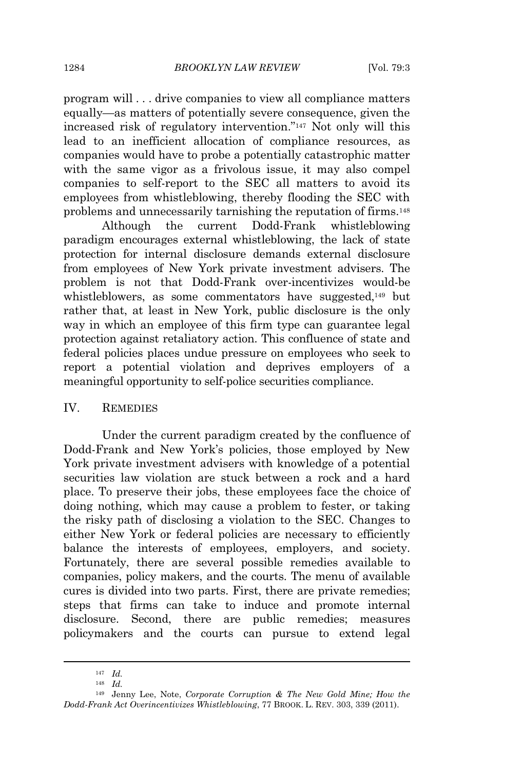program will . . . drive companies to view all compliance matters equally—as matters of potentially severe consequence, given the increased risk of regulatory intervention."[147] Not only will this lead to an inefficient allocation of compliance resources, as companies would have to probe a potentially catastrophic matter with the same vigor as a frivolous issue, it may also compel companies to self-report to the SEC all matters to avoid its employees from whistleblowing, thereby flooding the SEC with problems and unnecessarily tarnishing the reputation of firms.[148]

Although the current Dodd-Frank whistleblowing paradigm encourages external whistleblowing, the lack of state protection for internal disclosure demands external disclosure from employees of New York private investment advisers. The problem is not that Dodd-Frank over-incentivizes would-be whistleblowers, as some commentators have suggested,[149] but rather that, at least in New York, public disclosure is the only way in which an employee of this firm type can guarantee legal protection against retaliatory action. This confluence of state and federal policies places undue pressure on employees who seek to report a potential violation and deprives employers of a meaningful opportunity to self-police securities compliance.

## IV. REMEDIES

Under the current paradigm created by the confluence of Dodd-Frank and New York's policies, those employed by New York private investment advisers with knowledge of a potential securities law violation are stuck between a rock and a hard place. To preserve their jobs, these employees face the choice of doing nothing, which may cause a problem to fester, or taking the risky path of disclosing a violation to the SEC. Changes to either New York or federal policies are necessary to efficiently balance the interests of employees, employers, and society. Fortunately, there are several possible remedies available to companies, policy makers, and the courts. The menu of available cures is divided into two parts. First, there are private remedies; steps that firms can take to induce and promote internal disclosure. Second, there are public remedies; measures policymakers and the courts can pursue to extend legal

---

[147] *Id.*

[148] *Id.*

[149] Jenny Lee, Note, *Corporate Corruption & The New Gold Mine; How the Dodd-Frank Act Overincentivizes Whistleblowing*, 77 BROOK. L. REV. 303, 339 (2011).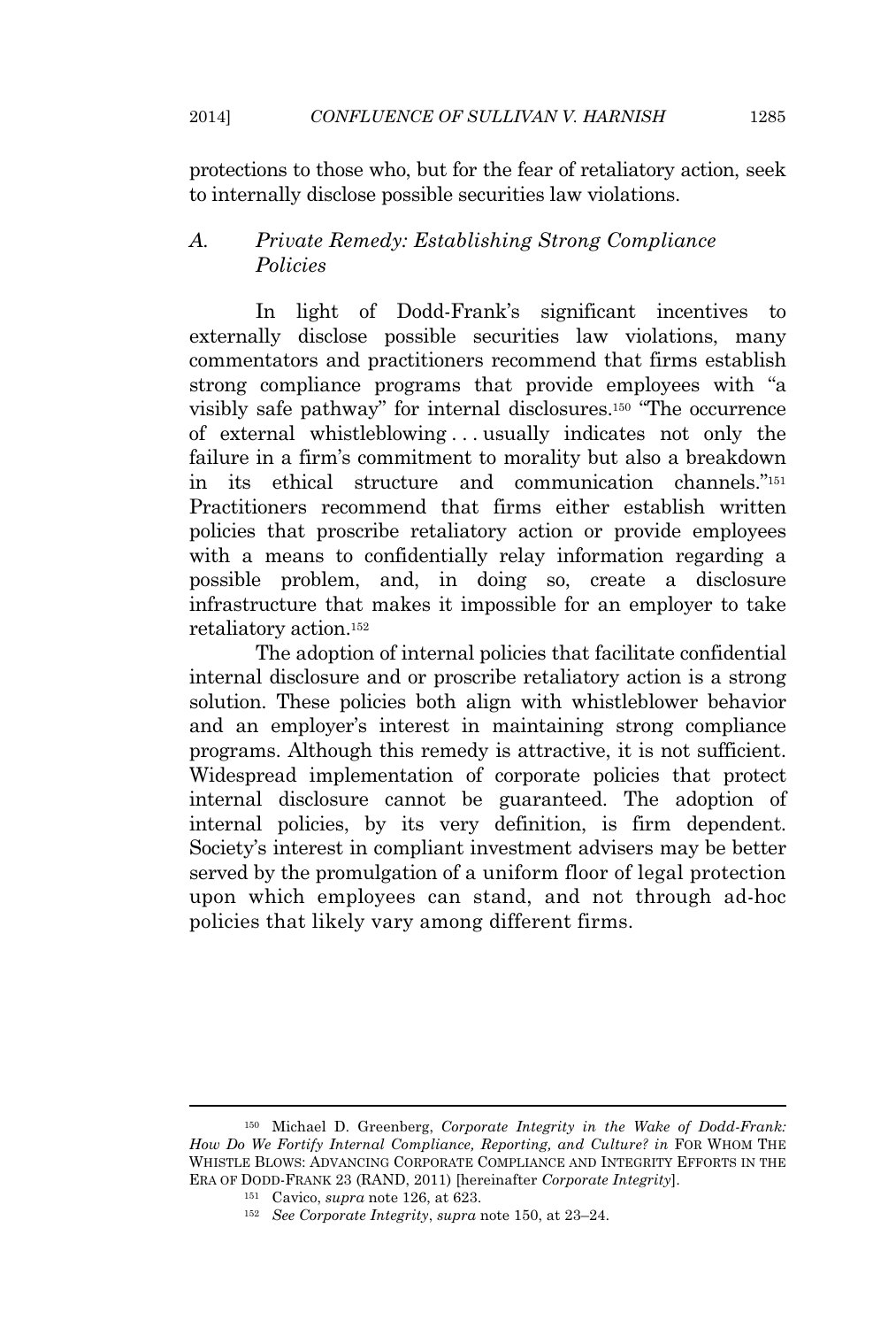protections to those who, but for the fear of retaliatory action, seek to internally disclose possible securities law violations.

### A. *Private Remedy: Establishing Strong Compliance Policies*

In light of Dodd-Frank's significant incentives to externally disclose possible securities law violations, many commentators and practitioners recommend that firms establish strong compliance programs that provide employees with "a visibly safe pathway" for internal disclosures.[150] "The occurrence of external whistleblowing . . . usually indicates not only the failure in a firm's commitment to morality but also a breakdown in its ethical structure and communication channels."[151] Practitioners recommend that firms either establish written policies that proscribe retaliatory action or provide employees with a means to confidentially relay information regarding a possible problem, and, in doing so, create a disclosure infrastructure that makes it impossible for an employer to take retaliatory action.[152]

The adoption of internal policies that facilitate confidential internal disclosure and or proscribe retaliatory action is a strong solution. These policies both align with whistleblower behavior and an employer's interest in maintaining strong compliance programs. Although this remedy is attractive, it is not sufficient. Widespread implementation of corporate policies that protect internal disclosure cannot be guaranteed. The adoption of internal policies, by its very definition, is firm dependent. Society's interest in compliant investment advisers may be better served by the promulgation of a uniform floor of legal protection upon which employees can stand, and not through ad-hoc policies that likely vary among different firms.

---

[150] Michael D. Greenberg, *Corporate Integrity in the Wake of Dodd-Frank: How Do We Fortify Internal Compliance, Reporting, and Culture?* *in* FOR WHOM THE WHISTLE BLOWS: ADVANCING CORPORATE COMPLIANCE AND INTEGRITY EFFORTS IN THE ERA OF DODD-FRANK 23 (RAND, 2011) [hereinafter *Corporate Integrity*].

[151] Cavico, *supra* note 126, at 623.

[152] *See Corporate Integrity*, *supra* note 150, at 23–24.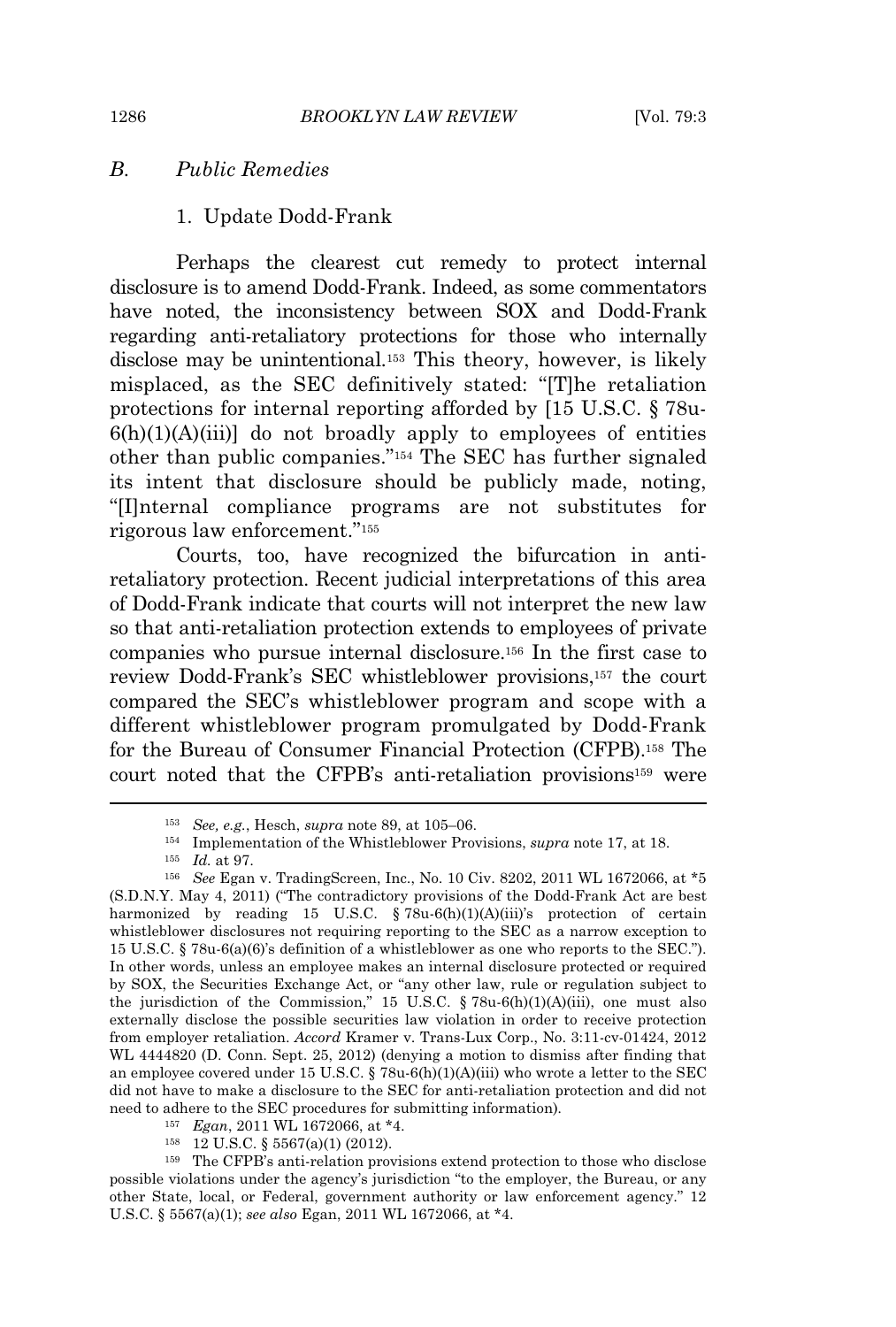## B. *Public Remedies*

### 1. Update Dodd-Frank

Perhaps the clearest cut remedy to protect internal disclosure is to amend Dodd-Frank. Indeed, as some commentators have noted, the inconsistency between SOX and Dodd-Frank regarding anti-retaliatory protections for those who internally disclose may be unintentional.[153] This theory, however, is likely misplaced, as the SEC definitively stated: "[T]he retaliation protections for internal reporting afforded by [15 U.S.C. § 78u-6(h)(1)(A)(iii)] do not broadly apply to employees of entities other than public companies."[154] The SEC has further signaled its intent that disclosure should be publicly made, noting, "[I]nternal compliance programs are not substitutes for rigorous law enforcement."[155]

Courts, too, have recognized the bifurcation in anti-retaliatory protection. Recent judicial interpretations of this area of Dodd-Frank indicate that courts will not interpret the new law so that anti-retaliation protection extends to employees of private companies who pursue internal disclosure.[156] In the first case to review Dodd-Frank's SEC whistleblower provisions,[157] the court compared the SEC's whistleblower program and scope with a different whistleblower program promulgated by Dodd-Frank for the Bureau of Consumer Financial Protection (CFPB).[158] The court noted that the CFPB's anti-retaliation provisions[159] were

---

[153] *See, e.g.*, Hesch, *supra* note 89, at 105–06.

[154] Implementation of the Whistleblower Provisions, *supra* note 17, at 18.

[155] *Id.* at 97.

[156] *See* Egan v. TradingScreen, Inc., No. 10 Civ. 8202, 2011 WL 1672066, at *5 (S.D.N.Y. May 4, 2011) ("The contradictory provisions of the Dodd-Frank Act are best harmonized by reading 15 U.S.C. § 78u-6(h)(1)(A)(iii)'s protection of certain whistleblower disclosures not requiring reporting to the SEC as a narrow exception to 15 U.S.C. § 78u-6(a)(6)'s definition of a whistleblower as one who reports to the SEC."). In other words, unless an employee makes an internal disclosure protected or required by SOX, the Securities Exchange Act, or "any other law, rule or regulation subject to the jurisdiction of the Commission," 15 U.S.C. § 78u-6(h)(1)(A)(iii), one must also externally disclose the possible securities law violation in order to receive protection from employer retaliation. *Accord* Kramer v. Trans-Lux Corp., No. 3:11-cv-01424, 2012 WL 4444820 (D. Conn. Sept. 25, 2012) (denying a motion to dismiss after finding that an employee covered under 15 U.S.C. § 78u-6(h)(1)(A)(iii) who wrote a letter to the SEC did not have to make a disclosure to the SEC for anti-retaliation protection and did not need to adhere to the SEC procedures for submitting information).

[157] *Egan*, 2011 WL 1672066, at *4.

[158] 12 U.S.C. § 5567(a)(1) (2012).

[159] The CFPB's anti-relation provisions extend protection to those who disclose possible violations under the agency's jurisdiction "to the employer, the Bureau, or any other State, local, or Federal, government authority or law enforcement agency." 12 U.S.C. § 5567(a)(1); *see also* Egan, 2011 WL 1672066, at *4.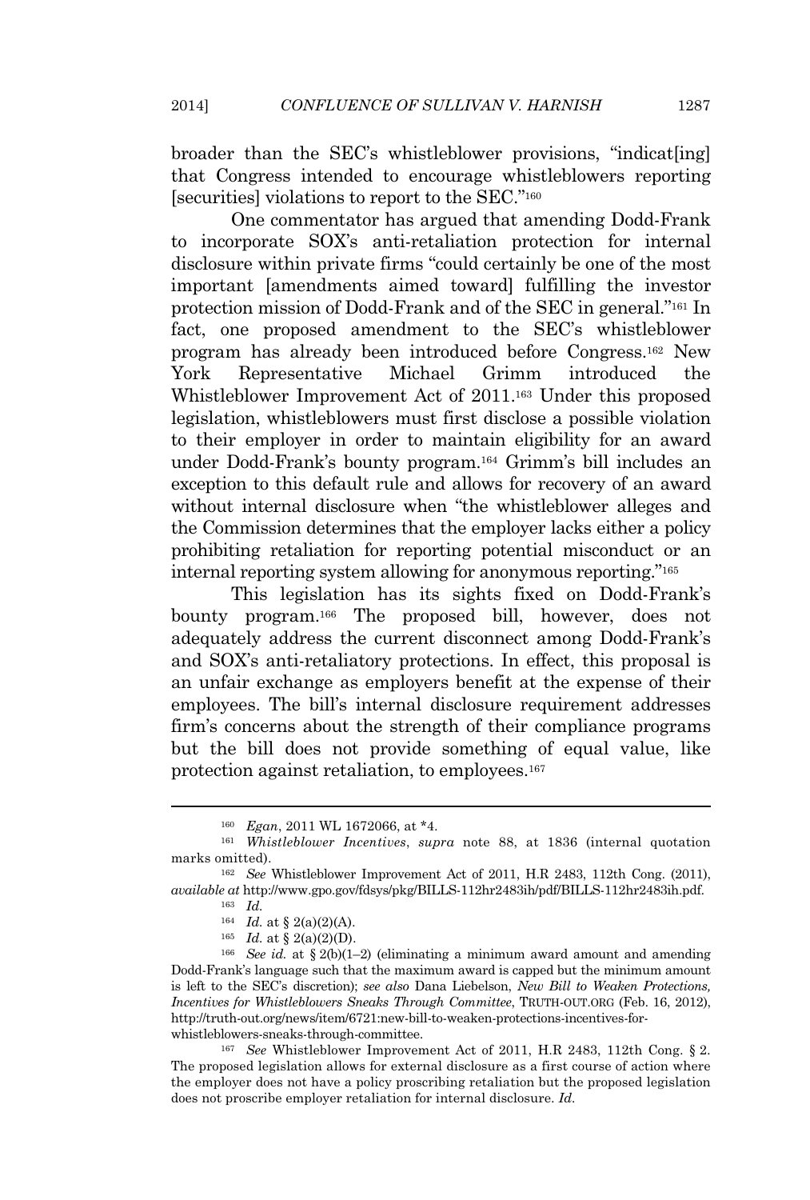broader than the SEC's whistleblower provisions, "indicat[ing] that Congress intended to encourage whistleblowers reporting [securities] violations to report to the SEC."[160]

One commentator has argued that amending Dodd-Frank to incorporate SOX's anti-retaliation protection for internal disclosure within private firms "could certainly be one of the most important [amendments aimed toward] fulfilling the investor protection mission of Dodd-Frank and of the SEC in general."[161] In fact, one proposed amendment to the SEC's whistleblower program has already been introduced before Congress.[162] New York Representative Michael Grimm introduced the Whistleblower Improvement Act of 2011.[163] Under this proposed legislation, whistleblowers must first disclose a possible violation to their employer in order to maintain eligibility for an award under Dodd-Frank's bounty program.[164] Grimm's bill includes an exception to this default rule and allows for recovery of an award without internal disclosure when "the whistleblower alleges and the Commission determines that the employer lacks either a policy prohibiting retaliation for reporting potential misconduct or an internal reporting system allowing for anonymous reporting."[165]

This legislation has its sights fixed on Dodd-Frank's bounty program.[166] The proposed bill, however, does not adequately address the current disconnect among Dodd-Frank's and SOX's anti-retaliatory protections. In effect, this proposal is an unfair exchange as employers benefit at the expense of their employees. The bill's internal disclosure requirement addresses firm's concerns about the strength of their compliance programs but the bill does not provide something of equal value, like protection against retaliation, to employees.[167]

---

[160] *Egan*, 2011 WL 1672066, at *4.

[161] *Whistleblower Incentives*, *supra* note 88, at 1836 (internal quotation marks omitted).

[162] *See* Whistleblower Improvement Act of 2011, H.R 2483, 112th Cong. (2011), *available at* http://www.gpo.gov/fdsys/pkg/BILLS-112hr2483ih/pdf/BILLS-112hr2483ih.pdf.

[163] *Id.*

[164] *Id.* at § 2(a)(2)(A).

[165] *Id.* at § 2(a)(2)(D).

[166] *See id.* at § 2(b)(1–2) (eliminating a minimum award amount and amending Dodd-Frank's language such that the maximum award is capped but the minimum amount is left to the SEC's discretion); *see also* Dana Liebelson, *New Bill to Weaken Protections, Incentives for Whistleblowers Sneaks Through Committee*, TRUTH-OUT.ORG (Feb. 16, 2012), http://truth-out.org/news/item/6721:new-bill-to-weaken-protections-incentives-for-whistleblowers-sneaks-through-committee.

[167] *See* Whistleblower Improvement Act of 2011, H.R 2483, 112th Cong. § 2. The proposed legislation allows for external disclosure as a first course of action where the employer does not have a policy proscribing retaliation but the proposed legislation does not proscribe employer retaliation for internal disclosure. *Id.*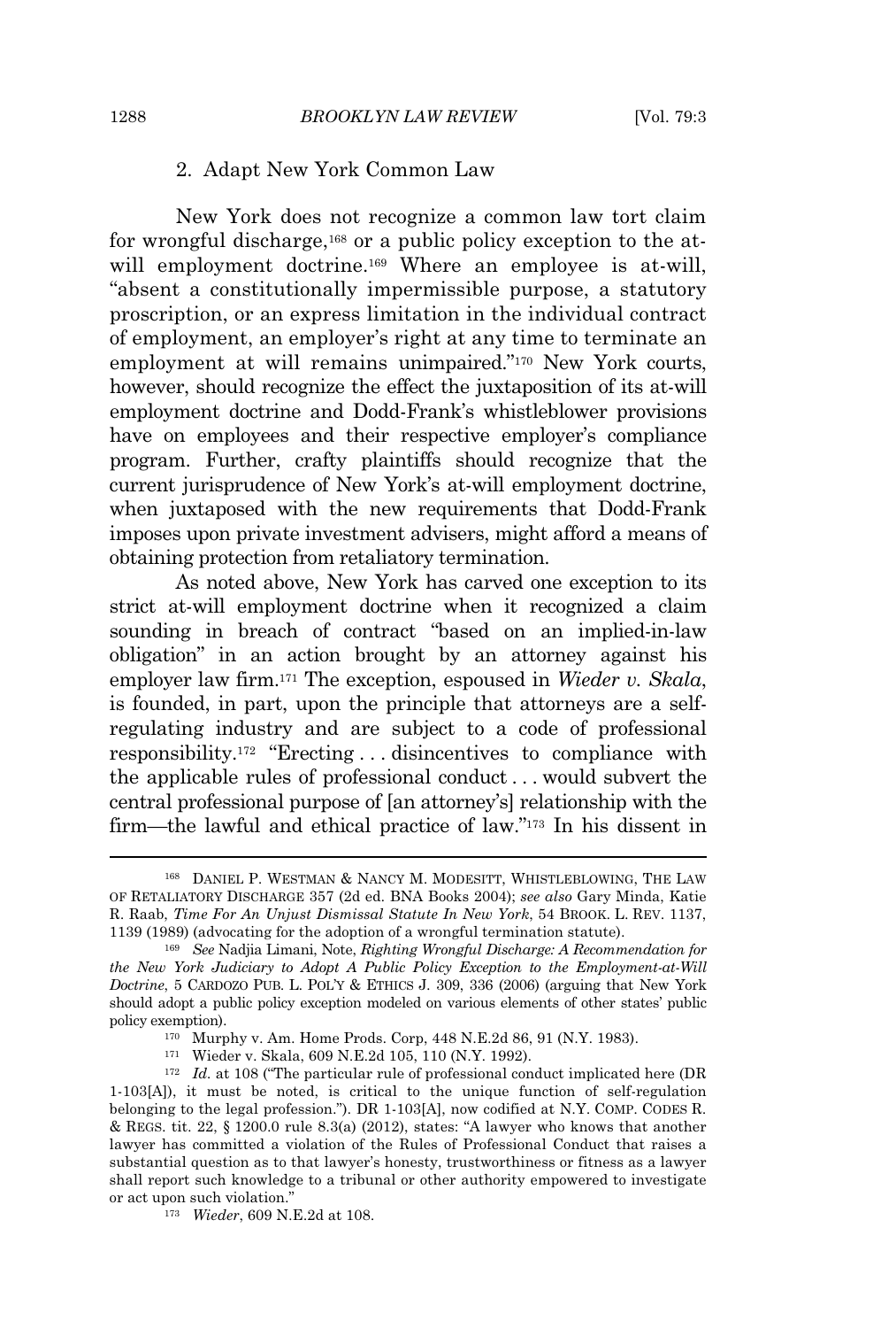### 2. Adapt New York Common Law

New York does not recognize a common law tort claim for wrongful discharge,[168] or a public policy exception to the at-will employment doctrine.[169] Where an employee is at-will, "absent a constitutionally impermissible purpose, a statutory proscription, or an express limitation in the individual contract of employment, an employer's right at any time to terminate an employment at will remains unimpaired."[170] New York courts, however, should recognize the effect the juxtaposition of its at-will employment doctrine and Dodd-Frank's whistleblower provisions have on employees and their respective employer's compliance program. Further, crafty plaintiffs should recognize that the current jurisprudence of New York's at-will employment doctrine, when juxtaposed with the new requirements that Dodd-Frank imposes upon private investment advisers, might afford a means of obtaining protection from retaliatory termination.

As noted above, New York has carved one exception to its strict at-will employment doctrine when it recognized a claim sounding in breach of contract "based on an implied-in-law obligation" in an action brought by an attorney against his employer law firm.[171] The exception, espoused in *Wieder v. Skala*, is founded, in part, upon the principle that attorneys are a self-regulating industry and are subject to a code of professional responsibility.[172] "Erecting . . . disincentives to compliance with the applicable rules of professional conduct . . . would subvert the central professional purpose of [an attorney's] relationship with the firm—the lawful and ethical practice of law."[173] In his dissent in

---

[168] DANIEL P. WESTMAN & NANCY M. MODESITT, WHISTLEBLOWING, THE LAW OF RETALIATORY DISCHARGE 357 (2d ed. BNA Books 2004); *see also* Gary Minda, Katie R. Raab, *Time For An Unjust Dismissal Statute In New York*, 54 BROOK. L. REV. 1137, 1139 (1989) (advocating for the adoption of a wrongful termination statute).

[169] *See* Nadjia Limani, Note, *Righting Wrongful Discharge: A Recommendation for the New York Judiciary to Adopt A Public Policy Exception to the Employment-at-Will Doctrine*, 5 CARDOZO PUB. L. POL'Y & ETHICS J. 309, 336 (2006) (arguing that New York should adopt a public policy exception modeled on various elements of other states' public policy exemption).

[170] Murphy v. Am. Home Prods. Corp, 448 N.E.2d 86, 91 (N.Y. 1983).

[171] Wieder v. Skala, 609 N.E.2d 105, 110 (N.Y. 1992).

[172] *Id.* at 108 ("The particular rule of professional conduct implicated here (DR 1-103[A]), it must be noted, is critical to the unique function of self-regulation belonging to the legal profession."). DR 1-103[A], now codified at N.Y. COMP. CODES R. & REGS. tit. 22, § 1200.0 rule 8.3(a) (2012), states: "A lawyer who knows that another lawyer has committed a violation of the Rules of Professional Conduct that raises a substantial question as to that lawyer's honesty, trustworthiness or fitness as a lawyer shall report such knowledge to a tribunal or other authority empowered to investigate or act upon such violation."

[173] *Wieder*, 609 N.E.2d at 108.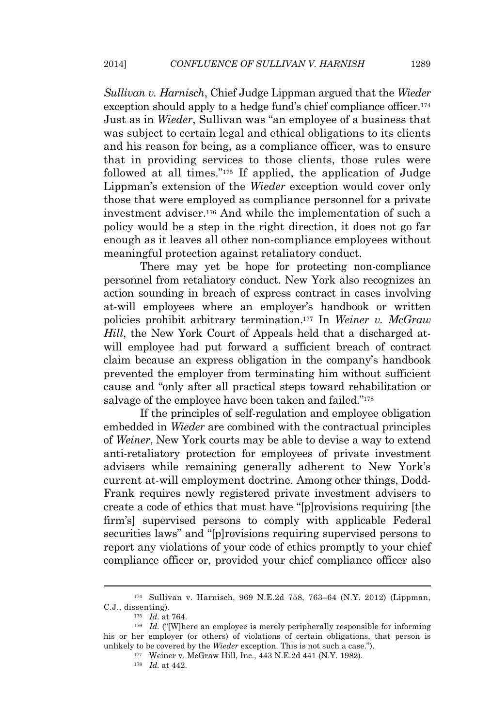*Sullivan v. Harnisch*, Chief Judge Lippman argued that the *Wieder* exception should apply to a hedge fund's chief compliance officer.[174] Just as in *Wieder*, Sullivan was "an employee of a business that was subject to certain legal and ethical obligations to its clients and his reason for being, as a compliance officer, was to ensure that in providing services to those clients, those rules were followed at all times."[175] If applied, the application of Judge Lippman's extension of the *Wieder* exception would cover only those that were employed as compliance personnel for a private investment adviser.[176] And while the implementation of such a policy would be a step in the right direction, it does not go far enough as it leaves all other non-compliance employees without meaningful protection against retaliatory conduct.

There may yet be hope for protecting non-compliance personnel from retaliatory conduct. New York also recognizes an action sounding in breach of express contract in cases involving at-will employees where an employer's handbook or written policies prohibit arbitrary termination.[177] In *Weiner v. McGraw Hill*, the New York Court of Appeals held that a discharged at-will employee had put forward a sufficient breach of contract claim because an express obligation in the company's handbook prevented the employer from terminating him without sufficient cause and "only after all practical steps toward rehabilitation or salvage of the employee have been taken and failed."[178]

If the principles of self-regulation and employee obligation embedded in *Wieder* are combined with the contractual principles of *Weiner*, New York courts may be able to devise a way to extend anti-retaliatory protection for employees of private investment advisers while remaining generally adherent to New York's current at-will employment doctrine. Among other things, Dodd-Frank requires newly registered private investment advisers to create a code of ethics that must have "[p]rovisions requiring [the firm's] supervised persons to comply with applicable Federal securities laws" and "[p]rovisions requiring supervised persons to report any violations of your code of ethics promptly to your chief compliance officer or, provided your chief compliance officer also

---

[174] Sullivan v. Harnisch, 969 N.E.2d 758, 763–64 (N.Y. 2012) (Lippman, C.J., dissenting).

[175] *Id.* at 764.

[176] *Id.* ("[W]here an employee is merely peripherally responsible for informing his or her employer (or others) of violations of certain obligations, that person is unlikely to be covered by the *Wieder* exception. This is not such a case.").

[177] Weiner v. McGraw Hill, Inc., 443 N.E.2d 441 (N.Y. 1982).

[178] *Id.* at 442.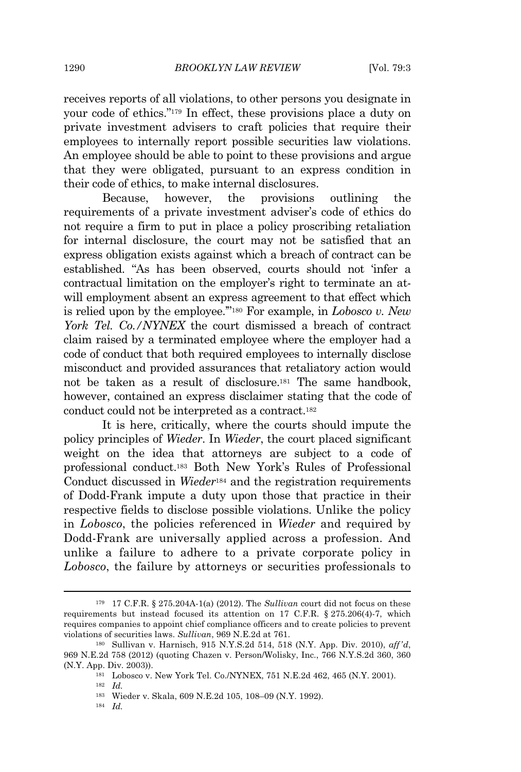receives reports of all violations, to other persons you designate in your code of ethics."[179] In effect, these provisions place a duty on private investment advisers to craft policies that require their employees to internally report possible securities law violations. An employee should be able to point to these provisions and argue that they were obligated, pursuant to an express condition in their code of ethics, to make internal disclosures.

Because, however, the provisions outlining the requirements of a private investment adviser's code of ethics do not require a firm to put in place a policy proscribing retaliation for internal disclosure, the court may not be satisfied that an express obligation exists against which a breach of contract can be established. "As has been observed, courts should not 'infer a contractual limitation on the employer's right to terminate an at-will employment absent an express agreement to that effect which is relied upon by the employee.'"[180] For example, in *Lobosco v. New York Tel. Co./NYNEX* the court dismissed a breach of contract claim raised by a terminated employee where the employer had a code of conduct that both required employees to internally disclose misconduct and provided assurances that retaliatory action would not be taken as a result of disclosure.[181] The same handbook, however, contained an express disclaimer stating that the code of conduct could not be interpreted as a contract.[182]

It is here, critically, where the courts should impute the policy principles of *Wieder*. In *Wieder*, the court placed significant weight on the idea that attorneys are subject to a code of professional conduct.[183] Both New York's Rules of Professional Conduct discussed in *Wieder*[184] and the registration requirements of Dodd-Frank impute a duty upon those that practice in their respective fields to disclose possible violations. Unlike the policy in *Lobosco*, the policies referenced in *Wieder* and required by Dodd-Frank are universally applied across a profession. And unlike a failure to adhere to a private corporate policy in *Lobosco*, the failure by attorneys or securities professionals to

---

[179] 17 C.F.R. § 275.204A-1(a) (2012). The *Sullivan* court did not focus on these requirements but instead focused its attention on 17 C.F.R. § 275.206(4)-7, which requires companies to appoint chief compliance officers and to create policies to prevent violations of securities laws. *Sullivan*, 969 N.E.2d at 761.

[180] Sullivan v. Harnisch, 915 N.Y.S.2d 514, 518 (N.Y. App. Div. 2010), *aff'd*, 969 N.E.2d 758 (2012) (quoting Chazen v. Person/Wolisky, Inc., 766 N.Y.S.2d 360, 360 (N.Y. App. Div. 2003)).

[181] Lobosco v. New York Tel. Co./NYNEX, 751 N.E.2d 462, 465 (N.Y. 2001).

[182] *Id.*

[183] Wieder v. Skala, 609 N.E.2d 105, 108–09 (N.Y. 1992).

[184] *Id.*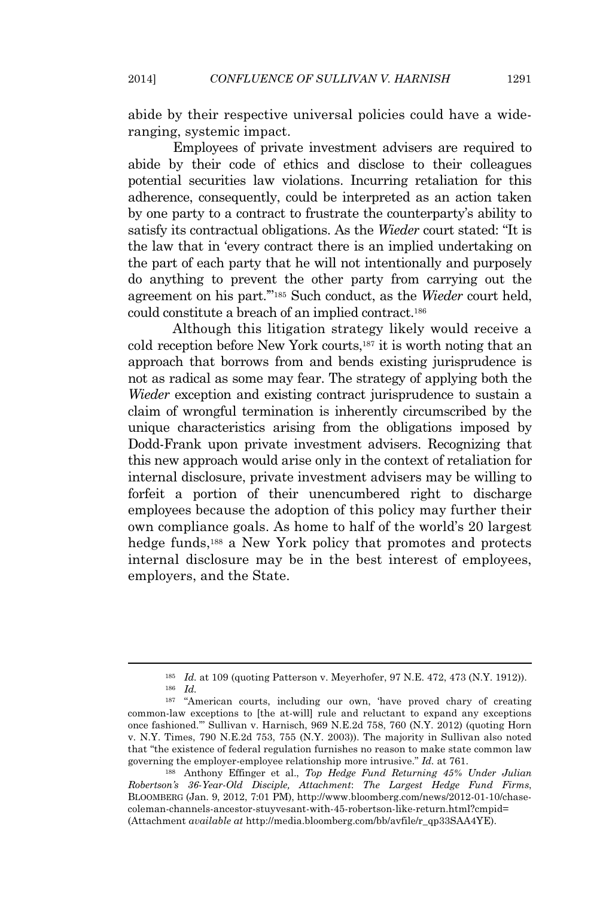abide by their respective universal policies could have a wide-ranging, systemic impact.

Employees of private investment advisers are required to abide by their code of ethics and disclose to their colleagues potential securities law violations. Incurring retaliation for this adherence, consequently, could be interpreted as an action taken by one party to a contract to frustrate the counterparty's ability to satisfy its contractual obligations. As the *Wieder* court stated: "It is the law that in 'every contract there is an implied undertaking on the part of each party that he will not intentionally and purposely do anything to prevent the other party from carrying out the agreement on his part.'"[185] Such conduct, as the *Wieder* court held, could constitute a breach of an implied contract.[186]

Although this litigation strategy likely would receive a cold reception before New York courts,[187] it is worth noting that an approach that borrows from and bends existing jurisprudence is not as radical as some may fear. The strategy of applying both the *Wieder* exception and existing contract jurisprudence to sustain a claim of wrongful termination is inherently circumscribed by the unique characteristics arising from the obligations imposed by Dodd-Frank upon private investment advisers. Recognizing that this new approach would arise only in the context of retaliation for internal disclosure, private investment advisers may be willing to forfeit a portion of their unencumbered right to discharge employees because the adoption of this policy may further their own compliance goals. As home to half of the world's 20 largest hedge funds,[188] a New York policy that promotes and protects internal disclosure may be in the best interest of employees, employers, and the State.

---

[185] *Id.* at 109 (quoting Patterson v. Meyerhofer, 97 N.E. 472, 473 (N.Y. 1912)).

[186] *Id.*

[187] "American courts, including our own, 'have proved chary of creating common-law exceptions to [the at-will] rule and reluctant to expand any exceptions once fashioned.'" Sullivan v. Harnisch, 969 N.E.2d 758, 760 (N.Y. 2012) (quoting Horn v. N.Y. Times, 790 N.E.2d 753, 755 (N.Y. 2003)). The majority in Sullivan also noted that "the existence of federal regulation furnishes no reason to make state common law governing the employer-employee relationship more intrusive." *Id.* at 761.

[188] Anthony Effinger et al., *Top Hedge Fund Returning 45% Under Julian Robertson's 36-Year-Old Disciple, Attachment*: *The Largest Hedge Fund Firms*, BLOOMBERG (Jan. 9, 2012, 7:01 PM), http://www.bloomberg.com/news/2012-01-10/chase-coleman-channels-ancestor-stuyvesant-with-45-robertson-like-return.html?cmpid= (Attachment *available at* http://media.bloomberg.com/bb/avfile/r_qp33SAA4YE).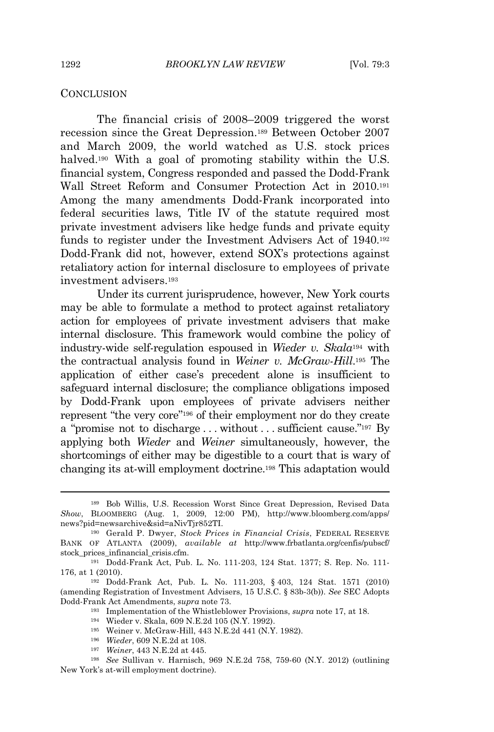## CONCLUSION

The financial crisis of 2008–2009 triggered the worst recession since the Great Depression.[189] Between October 2007 and March 2009, the world watched as U.S. stock prices halved.[190] With a goal of promoting stability within the U.S. financial system, Congress responded and passed the Dodd-Frank Wall Street Reform and Consumer Protection Act in 2010.[191] Among the many amendments Dodd-Frank incorporated into federal securities laws, Title IV of the statute required most private investment advisers like hedge funds and private equity funds to register under the Investment Advisers Act of 1940.[192] Dodd-Frank did not, however, extend SOX's protections against retaliatory action for internal disclosure to employees of private investment advisers.[193]

Under its current jurisprudence, however, New York courts may be able to formulate a method to protect against retaliatory action for employees of private investment advisers that make internal disclosure. This framework would combine the policy of industry-wide self-regulation espoused in *Wieder v. Skala*[194] with the contractual analysis found in *Weiner v. McGraw-Hill*.[195] The application of either case's precedent alone is insufficient to safeguard internal disclosure; the compliance obligations imposed by Dodd-Frank upon employees of private advisers neither represent "the very core"[196] of their employment nor do they create a "promise not to discharge . . . without . . . sufficient cause."[197] By applying both *Wieder* and *Weiner* simultaneously, however, the shortcomings of either may be digestible to a court that is wary of changing its at-will employment doctrine.[198] This adaptation would

---

[189] Bob Willis, U.S. Recession Worst Since Great Depression, Revised Data *Show*, BLOOMBERG (Aug. 1, 2009, 12:00 PM), http://www.bloomberg.com/apps/news?pid=newsarchive&sid=aNivTjr852TI.

[190] Gerald P. Dwyer, *Stock Prices in Financial Crisis*, FEDERAL RESERVE BANK OF ATLANTA (2009), *available at* http://www.frbatlanta.org/cenfis/pubscf/stock_prices_infinancial_crisis.cfm.

[191] Dodd-Frank Act, Pub. L. No. 111-203, 124 Stat. 1377; S. Rep. No. 111-176, at 1 (2010).

[192] Dodd-Frank Act, Pub. L. No. 111-203, § 403, 124 Stat. 1571 (2010) (amending Registration of Investment Advisers, 15 U.S.C. § 83b-3(b)). *See* SEC Adopts Dodd-Frank Act Amendments, *supra* note 73.

[193] Implementation of the Whistleblower Provisions, *supra* note 17, at 18.

[194] Wieder v. Skala, 609 N.E.2d 105 (N.Y. 1992).

[195] Weiner v. McGraw-Hill, 443 N.E.2d 441 (N.Y. 1982).

[196] *Wieder*, 609 N.E.2d at 108.

[197] *Weiner*, 443 N.E.2d at 445.

[198] *See* Sullivan v. Harnisch, 969 N.E.2d 758, 759-60 (N.Y. 2012) (outlining New York's at-will employment doctrine).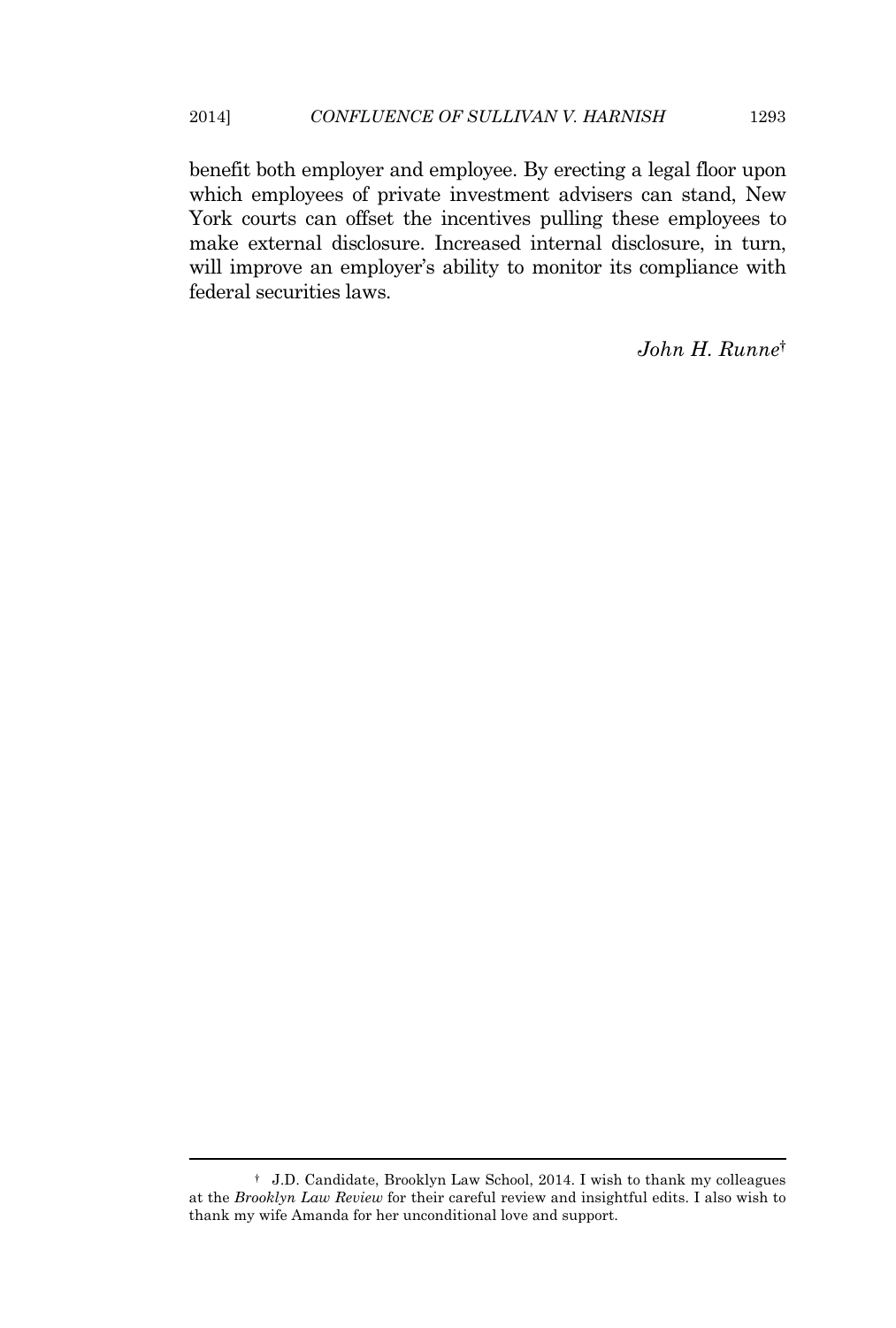benefit both employer and employee. By erecting a legal floor upon which employees of private investment advisers can stand, New York courts can offset the incentives pulling these employees to make external disclosure. Increased internal disclosure, in turn, will improve an employer's ability to monitor its compliance with federal securities laws.

*John H. Runne*[†]

---

[†] J.D. Candidate, Brooklyn Law School, 2014. I wish to thank my colleagues at the *Brooklyn Law Review* for their careful review and insightful edits. I also wish to thank my wife Amanda for her unconditional love and support.